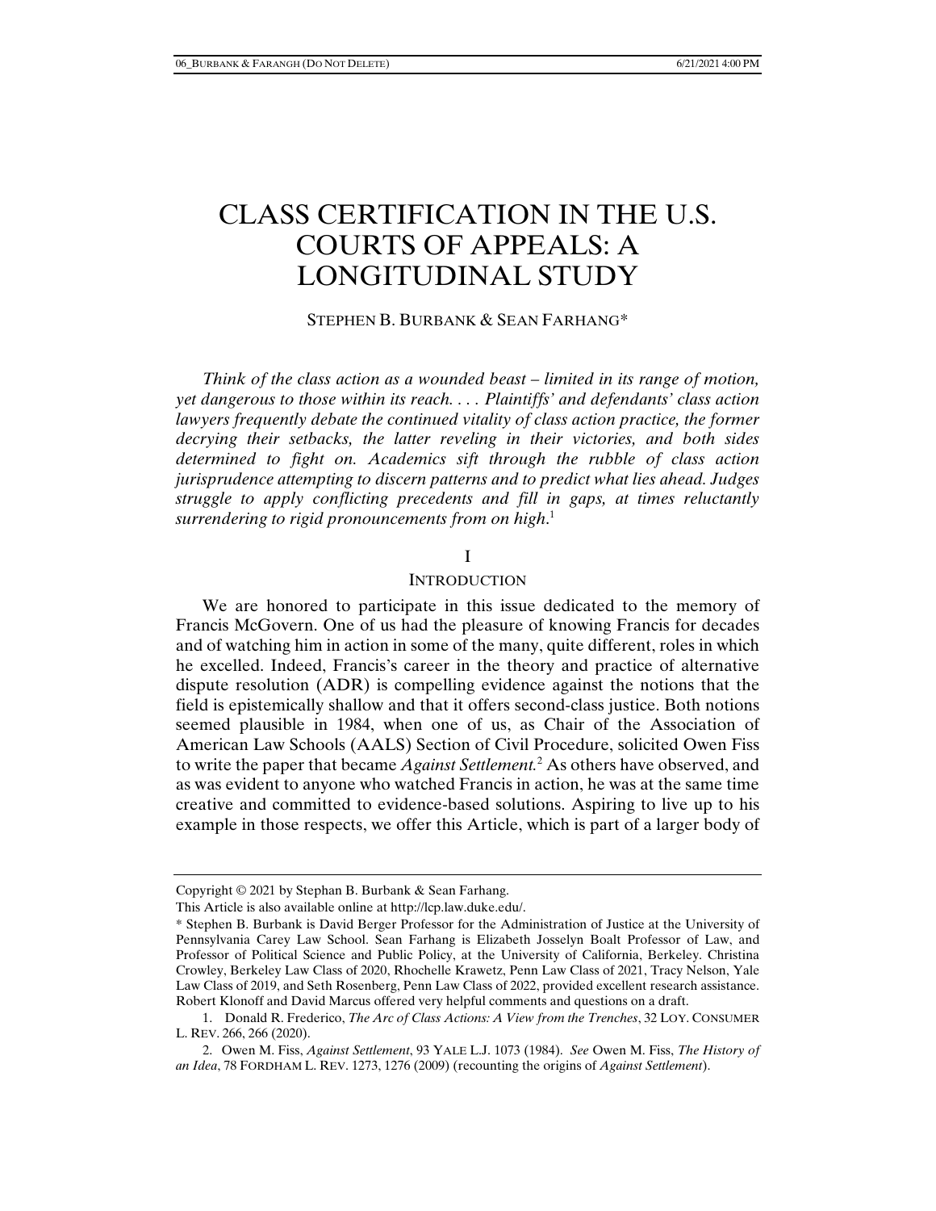# CLASS CERTIFICATION IN THE U.S. COURTS OF APPEALS: A LONGITUDINAL STUDY

STEPHEN B. BURBANK & SEAN FARHANG*

*Think of the class action as a wounded beast – limited in its range of motion, yet dangerous to those within its reach. . . . Plaintiffs' and defendants' class action lawyers frequently debate the continued vitality of class action practice, the former decrying their setbacks, the latter reveling in their victories, and both sides determined to fight on. Academics sift through the rubble of class action jurisprudence attempting to discern patterns and to predict what lies ahead. Judges struggle to apply conflicting precedents and fill in gaps, at times reluctantly surrendering to rigid pronouncements from on high.*[1]

## I

## INTRODUCTION

We are honored to participate in this issue dedicated to the memory of Francis McGovern. One of us had the pleasure of knowing Francis for decades and of watching him in action in some of the many, quite different, roles in which he excelled. Indeed, Francis's career in the theory and practice of alternative dispute resolution (ADR) is compelling evidence against the notions that the field is epistemically shallow and that it offers second-class justice. Both notions seemed plausible in 1984, when one of us, as Chair of the Association of American Law Schools (AALS) Section of Civil Procedure, solicited Owen Fiss to write the paper that became *Against Settlement.*[2] As others have observed, and as was evident to anyone who watched Francis in action, he was at the same time creative and committed to evidence-based solutions. Aspiring to live up to his example in those respects, we offer this Article, which is part of a larger body of

---

Copyright © 2021 by Stephan B. Burbank & Sean Farhang.

This Article is also available online at http://lcp.law.duke.edu/.

\* Stephen B. Burbank is David Berger Professor for the Administration of Justice at the University of Pennsylvania Carey Law School. Sean Farhang is Elizabeth Josselyn Boalt Professor of Law, and Professor of Political Science and Public Policy, at the University of California, Berkeley. Christina Crowley, Berkeley Law Class of 2020, Rhochelle Krawetz, Penn Law Class of 2021, Tracy Nelson, Yale Law Class of 2019, and Seth Rosenberg, Penn Law Class of 2022, provided excellent research assistance. Robert Klonoff and David Marcus offered very helpful comments and questions on a draft.

1. Donald R. Frederico, *The Arc of Class Actions: A View from the Trenches*, 32 LOY. CONSUMER L. REV. 266, 266 (2020).

2. Owen M. Fiss, *Against Settlement*, 93 YALE L.J. 1073 (1984). *See* Owen M. Fiss, *The History of an Idea*, 78 FORDHAM L. REV. 1273, 1276 (2009) (recounting the origins of *Against Settlement*).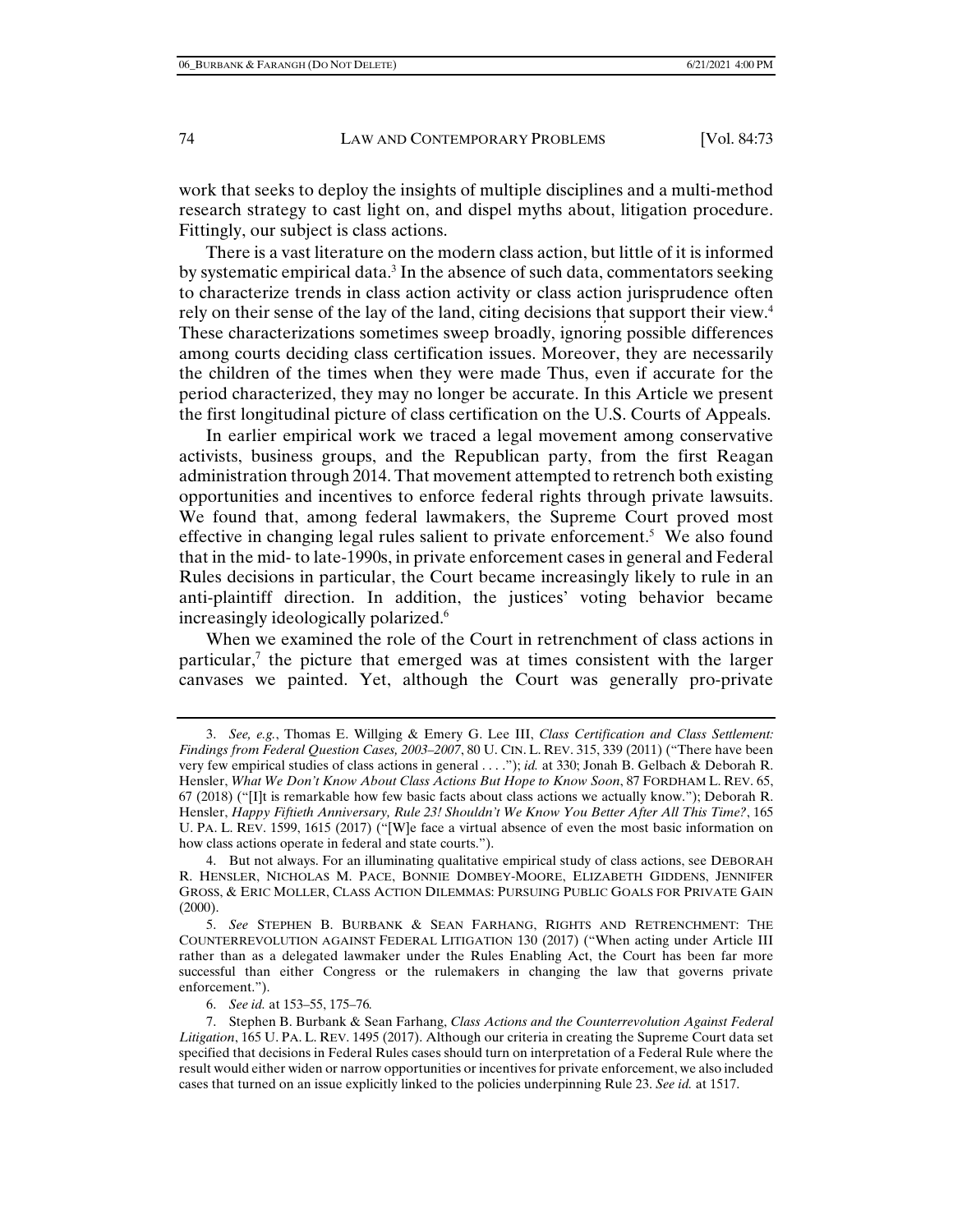work that seeks to deploy the insights of multiple disciplines and a multi-method research strategy to cast light on, and dispel myths about, litigation procedure. Fittingly, our subject is class actions.

There is a vast literature on the modern class action, but little of it is informed by systematic empirical data.[3] In the absence of such data, commentators seeking to characterize trends in class action activity or class action jurisprudence often rely on their sense of the lay of the land, citing decisions that support their view.[4] These characterizations sometimes sweep broadly, ignoring possible differences among courts deciding class certification issues. Moreover, they are necessarily the children of the times when they were made Thus, even if accurate for the period characterized, they may no longer be accurate. In this Article we present the first longitudinal picture of class certification on the U.S. Courts of Appeals.

In earlier empirical work we traced a legal movement among conservative activists, business groups, and the Republican party, from the first Reagan administration through 2014. That movement attempted to retrench both existing opportunities and incentives to enforce federal rights through private lawsuits. We found that, among federal lawmakers, the Supreme Court proved most effective in changing legal rules salient to private enforcement.[5] We also found that in the mid- to late-1990s, in private enforcement cases in general and Federal Rules decisions in particular, the Court became increasingly likely to rule in an anti-plaintiff direction. In addition, the justices' voting behavior became increasingly ideologically polarized.[6]

When we examined the role of the Court in retrenchment of class actions in particular,[7] the picture that emerged was at times consistent with the larger canvases we painted. Yet, although the Court was generally pro-private

3. *See, e.g.*, Thomas E. Willging & Emery G. Lee III, *Class Certification and Class Settlement: Findings from Federal Question Cases, 2003–2007*, 80 U. CIN. L. REV. 315, 339 (2011) ("There have been very few empirical studies of class actions in general . . . ."); *id.* at 330; Jonah B. Gelbach & Deborah R. Hensler, *What We Don't Know About Class Actions But Hope to Know Soon*, 87 FORDHAM L. REV. 65, 67 (2018) ("[I]t is remarkable how few basic facts about class actions we actually know."); Deborah R. Hensler, *Happy Fiftieth Anniversary, Rule 23! Shouldn't We Know You Better After All This Time?*, 165 U. PA. L. REV. 1599, 1615 (2017) ("[W]e face a virtual absence of even the most basic information on how class actions operate in federal and state courts.").

4. But not always. For an illuminating qualitative empirical study of class actions, see DEBORAH R. HENSLER, NICHOLAS M. PACE, BONNIE DOMBEY-MOORE, ELIZABETH GIDDENS, JENNIFER GROSS, & ERIC MOLLER, CLASS ACTION DILEMMAS: PURSUING PUBLIC GOALS FOR PRIVATE GAIN (2000).

5. *See* STEPHEN B. BURBANK & SEAN FARHANG, RIGHTS AND RETRENCHMENT: THE COUNTERREVOLUTION AGAINST FEDERAL LITIGATION 130 (2017) ("When acting under Article III rather than as a delegated lawmaker under the Rules Enabling Act, the Court has been far more successful than either Congress or the rulemakers in changing the law that governs private enforcement.").

6. *See id.* at 153–55, 175–76.

7. Stephen B. Burbank & Sean Farhang, *Class Actions and the Counterrevolution Against Federal Litigation*, 165 U. PA. L. REV. 1495 (2017). Although our criteria in creating the Supreme Court data set specified that decisions in Federal Rules cases should turn on interpretation of a Federal Rule where the result would either widen or narrow opportunities or incentives for private enforcement, we also included cases that turned on an issue explicitly linked to the policies underpinning Rule 23. *See id.* at 1517.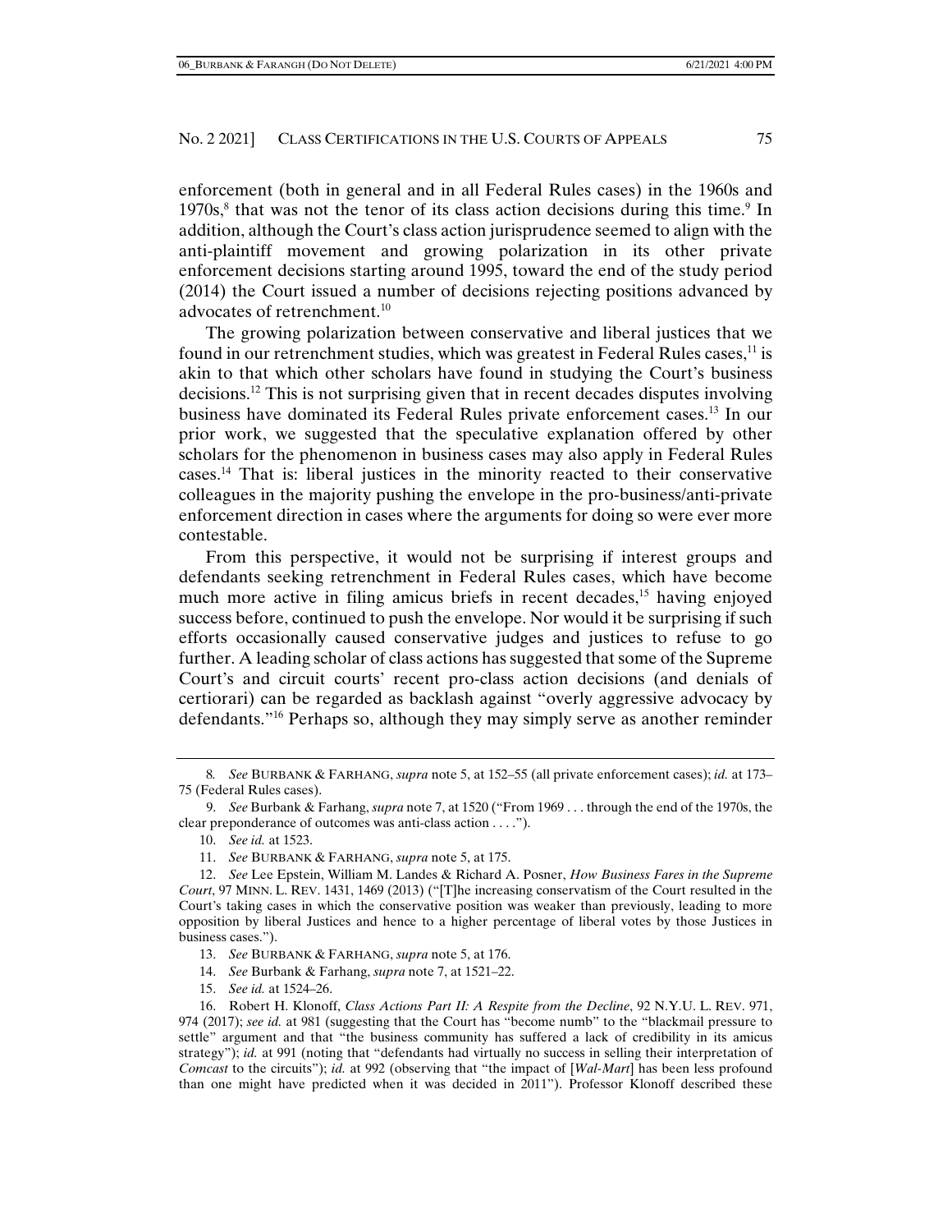enforcement (both in general and in all Federal Rules cases) in the 1960s and 1970s,[8] that was not the tenor of its class action decisions during this time.[9] In addition, although the Court's class action jurisprudence seemed to align with the anti-plaintiff movement and growing polarization in its other private enforcement decisions starting around 1995, toward the end of the study period (2014) the Court issued a number of decisions rejecting positions advanced by advocates of retrenchment.[10]

The growing polarization between conservative and liberal justices that we found in our retrenchment studies, which was greatest in Federal Rules cases,[11] is akin to that which other scholars have found in studying the Court's business decisions.[12] This is not surprising given that in recent decades disputes involving business have dominated its Federal Rules private enforcement cases.[13] In our prior work, we suggested that the speculative explanation offered by other scholars for the phenomenon in business cases may also apply in Federal Rules cases.[14] That is: liberal justices in the minority reacted to their conservative colleagues in the majority pushing the envelope in the pro-business/anti-private enforcement direction in cases where the arguments for doing so were ever more contestable.

From this perspective, it would not be surprising if interest groups and defendants seeking retrenchment in Federal Rules cases, which have become much more active in filing amicus briefs in recent decades,[15] having enjoyed success before, continued to push the envelope. Nor would it be surprising if such efforts occasionally caused conservative judges and justices to refuse to go further. A leading scholar of class actions has suggested that some of the Supreme Court's and circuit courts' recent pro-class action decisions (and denials of certiorari) can be regarded as backlash against "overly aggressive advocacy by defendants."[16] Perhaps so, although they may simply serve as another reminder

---

8. *See* BURBANK & FARHANG, *supra* note 5, at 152–55 (all private enforcement cases); *id.* at 173–75 (Federal Rules cases).

9. *See* Burbank & Farhang, *supra* note 7, at 1520 ("From 1969 . . . through the end of the 1970s, the clear preponderance of outcomes was anti-class action . . . .").

10. *See id.* at 1523.

11. *See* BURBANK & FARHANG, *supra* note 5, at 175.

12. *See* Lee Epstein, William M. Landes & Richard A. Posner, *How Business Fares in the Supreme Court*, 97 MINN. L. REV. 1431, 1469 (2013) ("[T]he increasing conservatism of the Court resulted in the Court's taking cases in which the conservative position was weaker than previously, leading to more opposition by liberal Justices and hence to a higher percentage of liberal votes by those Justices in business cases.").

13. *See* BURBANK & FARHANG, *supra* note 5, at 176.

14. *See* Burbank & Farhang, *supra* note 7, at 1521–22.

15. *See id.* at 1524–26.

16. Robert H. Klonoff, *Class Actions Part II: A Respite from the Decline*, 92 N.Y.U. L. REV. 971, 974 (2017); *see id.* at 981 (suggesting that the Court has "become numb" to the "blackmail pressure to settle" argument and that "the business community has suffered a lack of credibility in its amicus strategy"); *id.* at 991 (noting that "defendants had virtually no success in selling their interpretation of *Comcast* to the circuits"); *id.* at 992 (observing that "the impact of [*Wal-Mart*] has been less profound than one might have predicted when it was decided in 2011"). Professor Klonoff described these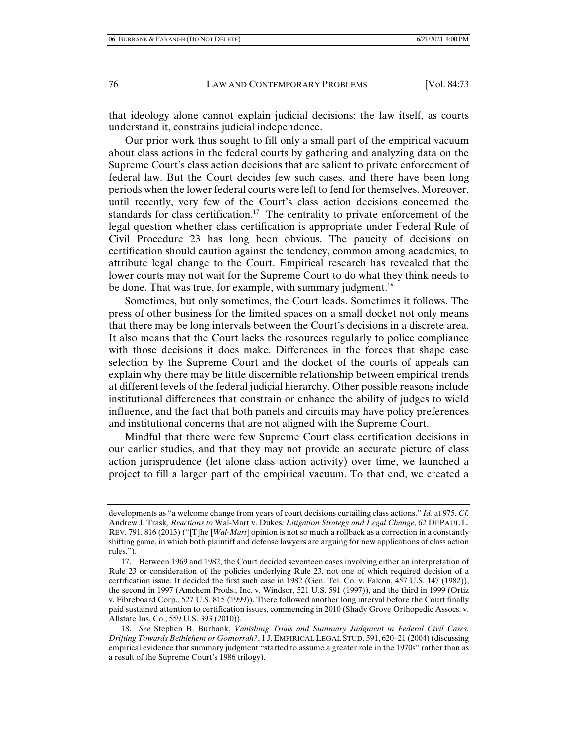that ideology alone cannot explain judicial decisions: the law itself, as courts understand it, constrains judicial independence.

Our prior work thus sought to fill only a small part of the empirical vacuum about class actions in the federal courts by gathering and analyzing data on the Supreme Court's class action decisions that are salient to private enforcement of federal law. But the Court decides few such cases, and there have been long periods when the lower federal courts were left to fend for themselves. Moreover, until recently, very few of the Court's class action decisions concerned the standards for class certification.[17] The centrality to private enforcement of the legal question whether class certification is appropriate under Federal Rule of Civil Procedure 23 has long been obvious. The paucity of decisions on certification should caution against the tendency, common among academics, to attribute legal change to the Court. Empirical research has revealed that the lower courts may not wait for the Supreme Court to do what they think needs to be done. That was true, for example, with summary judgment.[18]

Sometimes, but only sometimes, the Court leads. Sometimes it follows. The press of other business for the limited spaces on a small docket not only means that there may be long intervals between the Court's decisions in a discrete area. It also means that the Court lacks the resources regularly to police compliance with those decisions it does make. Differences in the forces that shape case selection by the Supreme Court and the docket of the courts of appeals can explain why there may be little discernible relationship between empirical trends at different levels of the federal judicial hierarchy. Other possible reasons include institutional differences that constrain or enhance the ability of judges to wield influence, and the fact that both panels and circuits may have policy preferences and institutional concerns that are not aligned with the Supreme Court.

Mindful that there were few Supreme Court class certification decisions in our earlier studies, and that they may not provide an accurate picture of class action jurisprudence (let alone class action activity) over time, we launched a project to fill a larger part of the empirical vacuum. To that end, we created a

---

developments as "a welcome change from years of court decisions curtailing class actions." *Id.* at 975. *Cf.* Andrew J. Trask*, Reactions to* Wal-Mart v. Dukes*: Litigation Strategy and Legal Change*, 62 DEPAUL L. REV. 791, 816 (2013) ("[T]he [*Wal-Mart*] opinion is not so much a rollback as a correction in a constantly shifting game, in which both plaintiff and defense lawyers are arguing for new applications of class action rules.").

17. Between 1969 and 1982, the Court decided seventeen cases involving either an interpretation of Rule 23 or consideration of the policies underlying Rule 23, not one of which required decision of a certification issue. It decided the first such case in 1982 (Gen. Tel. Co. v. Falcon, 457 U.S. 147 (1982)), the second in 1997 (Amchem Prods., Inc. v. Windsor, 521 U.S. 591 (1997)), and the third in 1999 (Ortiz v. Fibreboard Corp., 527 U.S. 815 (1999)). There followed another long interval before the Court finally paid sustained attention to certification issues, commencing in 2010 (Shady Grove Orthopedic Assocs. v. Allstate Ins. Co., 559 U.S. 393 (2010)).

18. *See* Stephen B. Burbank, *Vanishing Trials and Summary Judgment in Federal Civil Cases: Drifting Towards Bethlehem or Gomorrah?*, 1 J. EMPIRICAL LEGAL STUD. 591, 620–21 (2004) (discussing empirical evidence that summary judgment "started to assume a greater role in the 1970s" rather than as a result of the Supreme Court's 1986 trilogy).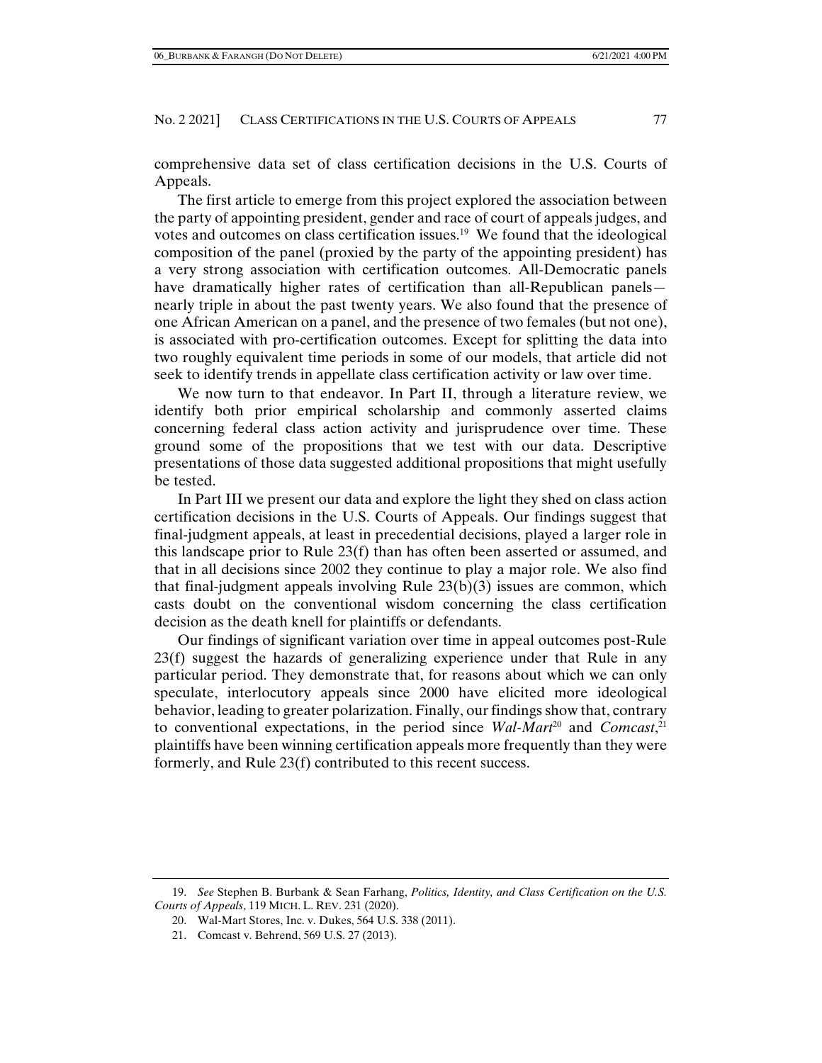comprehensive data set of class certification decisions in the U.S. Courts of Appeals.

The first article to emerge from this project explored the association between the party of appointing president, gender and race of court of appeals judges, and votes and outcomes on class certification issues.[19] We found that the ideological composition of the panel (proxied by the party of the appointing president) has a very strong association with certification outcomes. All-Democratic panels have dramatically higher rates of certification than all-Republican panels—nearly triple in about the past twenty years. We also found that the presence of one African American on a panel, and the presence of two females (but not one), is associated with pro-certification outcomes. Except for splitting the data into two roughly equivalent time periods in some of our models, that article did not seek to identify trends in appellate class certification activity or law over time.

We now turn to that endeavor. In Part II, through a literature review, we identify both prior empirical scholarship and commonly asserted claims concerning federal class action activity and jurisprudence over time. These ground some of the propositions that we test with our data. Descriptive presentations of those data suggested additional propositions that might usefully be tested.

In Part III we present our data and explore the light they shed on class action certification decisions in the U.S. Courts of Appeals. Our findings suggest that final-judgment appeals, at least in precedential decisions, played a larger role in this landscape prior to Rule 23(f) than has often been asserted or assumed, and that in all decisions since 2002 they continue to play a major role. We also find that final-judgment appeals involving Rule 23(b)(3) issues are common, which casts doubt on the conventional wisdom concerning the class certification decision as the death knell for plaintiffs or defendants.

Our findings of significant variation over time in appeal outcomes post-Rule 23(f) suggest the hazards of generalizing experience under that Rule in any particular period. They demonstrate that, for reasons about which we can only speculate, interlocutory appeals since 2000 have elicited more ideological behavior, leading to greater polarization. Finally, our findings show that, contrary to conventional expectations, in the period since *Wal-Mart*[20] and *Comcast*,[21] plaintiffs have been winning certification appeals more frequently than they were formerly, and Rule 23(f) contributed to this recent success.

---

19. *See* Stephen B. Burbank & Sean Farhang, *Politics, Identity, and Class Certification on the U.S. Courts of Appeals*, 119 MICH. L. REV. 231 (2020).

20. Wal-Mart Stores, Inc. v. Dukes, 564 U.S. 338 (2011).

21. Comcast v. Behrend, 569 U.S. 27 (2013).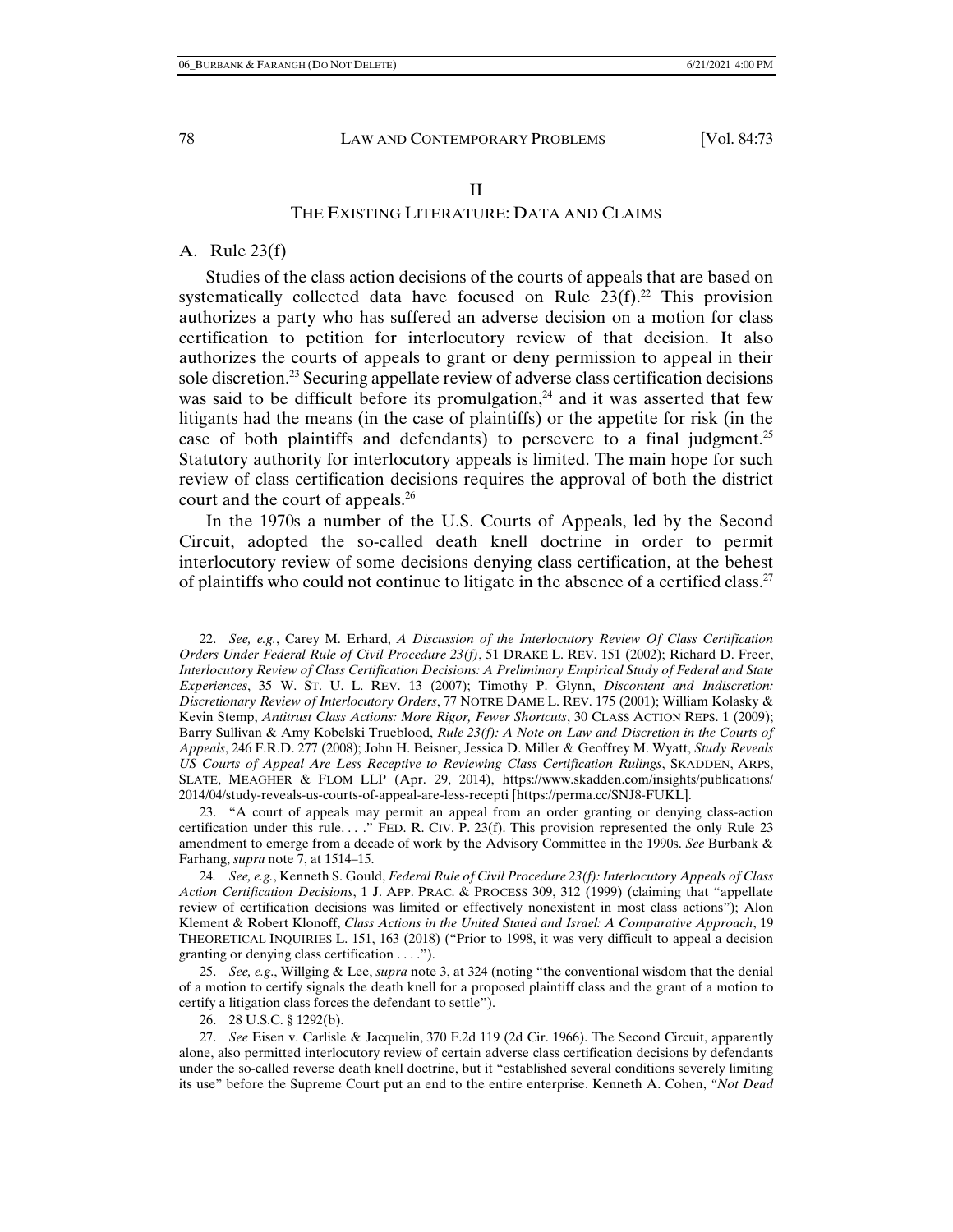## II

## THE EXISTING LITERATURE: DATA AND CLAIMS

### A. Rule 23(f)

Studies of the class action decisions of the courts of appeals that are based on systematically collected data have focused on Rule 23(f).[22] This provision authorizes a party who has suffered an adverse decision on a motion for class certification to petition for interlocutory review of that decision. It also authorizes the courts of appeals to grant or deny permission to appeal in their sole discretion.[23] Securing appellate review of adverse class certification decisions was said to be difficult before its promulgation,[24] and it was asserted that few litigants had the means (in the case of plaintiffs) or the appetite for risk (in the case of both plaintiffs and defendants) to persevere to a final judgment.[25] Statutory authority for interlocutory appeals is limited. The main hope for such review of class certification decisions requires the approval of both the district court and the court of appeals.[26]

In the 1970s a number of the U.S. Courts of Appeals, led by the Second Circuit, adopted the so-called death knell doctrine in order to permit interlocutory review of some decisions denying class certification, at the behest of plaintiffs who could not continue to litigate in the absence of a certified class.[27]

---

22. *See, e.g.*, Carey M. Erhard, *A Discussion of the Interlocutory Review Of Class Certification Orders Under Federal Rule of Civil Procedure 23(f)*, 51 DRAKE L. REV. 151 (2002); Richard D. Freer, *Interlocutory Review of Class Certification Decisions: A Preliminary Empirical Study of Federal and State Experiences*, 35 W. ST. U. L. REV. 13 (2007); Timothy P. Glynn, *Discontent and Indiscretion: Discretionary Review of Interlocutory Orders*, 77 NOTRE DAME L. REV. 175 (2001); William Kolasky & Kevin Stemp, *Antitrust Class Actions: More Rigor, Fewer Shortcuts*, 30 CLASS ACTION REPS. 1 (2009); Barry Sullivan & Amy Kobelski Trueblood, *Rule 23(f): A Note on Law and Discretion in the Courts of Appeals*, 246 F.R.D. 277 (2008); John H. Beisner, Jessica D. Miller & Geoffrey M. Wyatt, *Study Reveals US Courts of Appeal Are Less Receptive to Reviewing Class Certification Rulings*, SKADDEN, ARPS, SLATE, MEAGHER & FLOM LLP (Apr. 29, 2014), https://www.skadden.com/insights/publications/2014/04/study-reveals-us-courts-of-appeal-are-less-recepti [https://perma.cc/SNJ8-FUKL].

23. "A court of appeals may permit an appeal from an order granting or denying class-action certification under this rule. . . ." FED. R. CIV. P. 23(f). This provision represented the only Rule 23 amendment to emerge from a decade of work by the Advisory Committee in the 1990s. *See* Burbank & Farhang, *supra* note 7, at 1514–15.

24. *See, e.g.*, Kenneth S. Gould, *Federal Rule of Civil Procedure 23(f): Interlocutory Appeals of Class Action Certification Decisions*, 1 J. APP. PRAC. & PROCESS 309, 312 (1999) (claiming that "appellate review of certification decisions was limited or effectively nonexistent in most class actions"); Alon Klement & Robert Klonoff, *Class Actions in the United Stated and Israel: A Comparative Approach*, 19 THEORETICAL INQUIRIES L. 151, 163 (2018) ("Prior to 1998, it was very difficult to appeal a decision granting or denying class certification . . . .").

25. *See, e.g*., Willging & Lee, *supra* note 3, at 324 (noting "the conventional wisdom that the denial of a motion to certify signals the death knell for a proposed plaintiff class and the grant of a motion to certify a litigation class forces the defendant to settle").

26. 28 U.S.C. § 1292(b).

27. *See* Eisen v. Carlisle & Jacquelin, 370 F.2d 119 (2d Cir. 1966). The Second Circuit, apparently alone, also permitted interlocutory review of certain adverse class certification decisions by defendants under the so-called reverse death knell doctrine, but it "established several conditions severely limiting its use" before the Supreme Court put an end to the entire enterprise. Kenneth A. Cohen, *"Not Dead*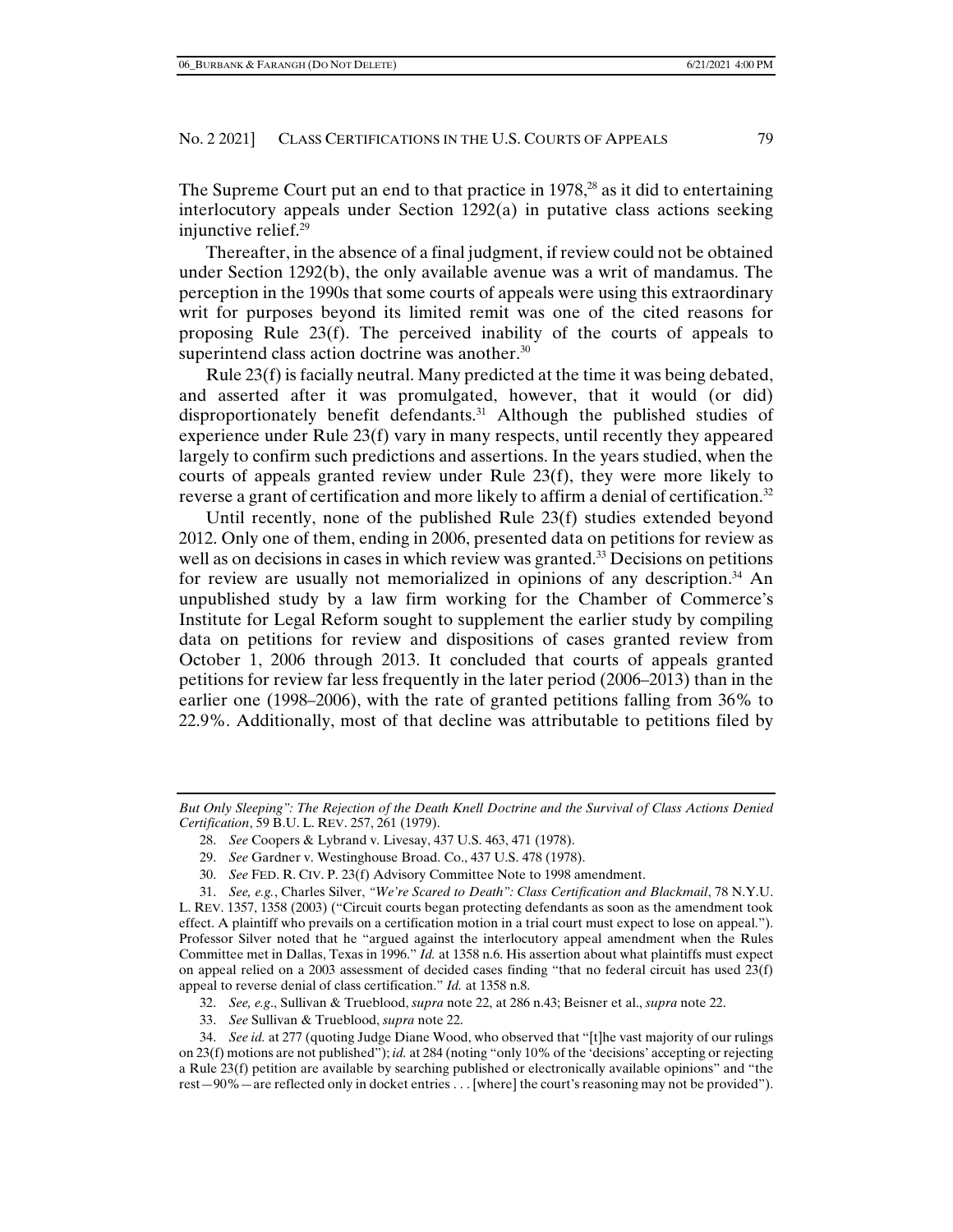The Supreme Court put an end to that practice in 1978,[28] as it did to entertaining interlocutory appeals under Section 1292(a) in putative class actions seeking injunctive relief.[29]

Thereafter, in the absence of a final judgment, if review could not be obtained under Section 1292(b), the only available avenue was a writ of mandamus. The perception in the 1990s that some courts of appeals were using this extraordinary writ for purposes beyond its limited remit was one of the cited reasons for proposing Rule 23(f). The perceived inability of the courts of appeals to superintend class action doctrine was another.[30]

Rule 23(f) is facially neutral. Many predicted at the time it was being debated, and asserted after it was promulgated, however, that it would (or did) disproportionately benefit defendants.[31] Although the published studies of experience under Rule 23(f) vary in many respects, until recently they appeared largely to confirm such predictions and assertions. In the years studied, when the courts of appeals granted review under Rule 23(f), they were more likely to reverse a grant of certification and more likely to affirm a denial of certification.[32]

Until recently, none of the published Rule 23(f) studies extended beyond 2012. Only one of them, ending in 2006, presented data on petitions for review as well as on decisions in cases in which review was granted.[33] Decisions on petitions for review are usually not memorialized in opinions of any description.[34] An unpublished study by a law firm working for the Chamber of Commerce's Institute for Legal Reform sought to supplement the earlier study by compiling data on petitions for review and dispositions of cases granted review from October 1, 2006 through 2013. It concluded that courts of appeals granted petitions for review far less frequently in the later period (2006–2013) than in the earlier one (1998–2006), with the rate of granted petitions falling from 36% to 22.9%. Additionally, most of that decline was attributable to petitions filed by

---

*But Only Sleeping": The Rejection of the Death Knell Doctrine and the Survival of Class Actions Denied Certification*, 59 B.U. L. REV. 257, 261 (1979).

28. *See* Coopers & Lybrand v. Livesay, 437 U.S. 463, 471 (1978).

29. *See* Gardner v. Westinghouse Broad. Co., 437 U.S. 478 (1978).

30. *See* FED. R. CIV. P. 23(f) Advisory Committee Note to 1998 amendment.

31. *See, e.g.*, Charles Silver, *"We're Scared to Death": Class Certification and Blackmail*, 78 N.Y.U. L. REV. 1357, 1358 (2003) ("Circuit courts began protecting defendants as soon as the amendment took effect. A plaintiff who prevails on a certification motion in a trial court must expect to lose on appeal."). Professor Silver noted that he "argued against the interlocutory appeal amendment when the Rules Committee met in Dallas, Texas in 1996." *Id.* at 1358 n.6. His assertion about what plaintiffs must expect on appeal relied on a 2003 assessment of decided cases finding "that no federal circuit has used 23(f) appeal to reverse denial of class certification." *Id.* at 1358 n.8.

32. *See, e.g.*, Sullivan & Trueblood, *supra* note 22, at 286 n.43; Beisner et al., *supra* note 22.

33. *See* Sullivan & Trueblood, *supra* note 22.

34. *See id.* at 277 (quoting Judge Diane Wood, who observed that "[t]he vast majority of our rulings on 23(f) motions are not published"); *id.* at 284 (noting "only 10% of the 'decisions' accepting or rejecting a Rule 23(f) petition are available by searching published or electronically available opinions" and "the rest—90%—are reflected only in docket entries . . . [where] the court's reasoning may not be provided").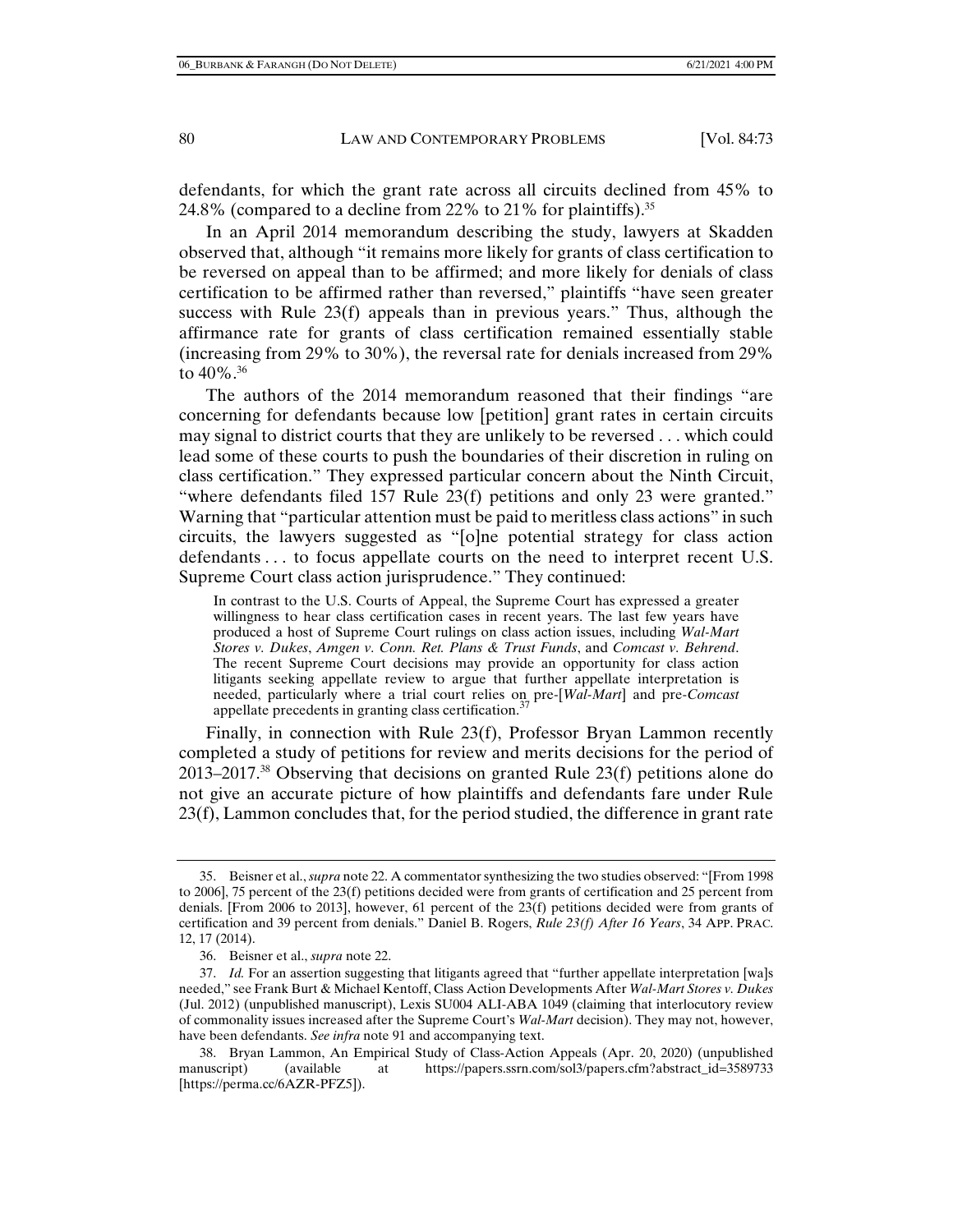defendants, for which the grant rate across all circuits declined from 45% to 24.8% (compared to a decline from 22% to 21% for plaintiffs).[35]

In an April 2014 memorandum describing the study, lawyers at Skadden observed that, although "it remains more likely for grants of class certification to be reversed on appeal than to be affirmed; and more likely for denials of class certification to be affirmed rather than reversed," plaintiffs "have seen greater success with Rule 23(f) appeals than in previous years." Thus, although the affirmance rate for grants of class certification remained essentially stable (increasing from 29% to 30%), the reversal rate for denials increased from 29% to 40%.[36]

The authors of the 2014 memorandum reasoned that their findings "are concerning for defendants because low [petition] grant rates in certain circuits may signal to district courts that they are unlikely to be reversed . . . which could lead some of these courts to push the boundaries of their discretion in ruling on class certification." They expressed particular concern about the Ninth Circuit, "where defendants filed 157 Rule 23(f) petitions and only 23 were granted." Warning that "particular attention must be paid to meritless class actions" in such circuits, the lawyers suggested as "[o]ne potential strategy for class action defendants . . . to focus appellate courts on the need to interpret recent U.S. Supreme Court class action jurisprudence." They continued:

> In contrast to the U.S. Courts of Appeal, the Supreme Court has expressed a greater willingness to hear class certification cases in recent years. The last few years have produced a host of Supreme Court rulings on class action issues, including *Wal-Mart Stores v. Dukes*, *Amgen v. Conn. Ret. Plans & Trust Funds*, and *Comcast v. Behrend*. The recent Supreme Court decisions may provide an opportunity for class action litigants seeking appellate review to argue that further appellate interpretation is needed, particularly where a trial court relies on pre-[*Wal-Mart*] and pre-*Comcast* appellate precedents in granting class certification.[37]

Finally, in connection with Rule 23(f), Professor Bryan Lammon recently completed a study of petitions for review and merits decisions for the period of 2013–2017.[38] Observing that decisions on granted Rule 23(f) petitions alone do not give an accurate picture of how plaintiffs and defendants fare under Rule 23(f), Lammon concludes that, for the period studied, the difference in grant rate

---

35. Beisner et al., *supra* note 22. A commentator synthesizing the two studies observed: "[From 1998 to 2006], 75 percent of the 23(f) petitions decided were from grants of certification and 25 percent from denials. [From 2006 to 2013], however, 61 percent of the 23(f) petitions decided were from grants of certification and 39 percent from denials." Daniel B. Rogers, *Rule 23(f) After 16 Years*, 34 APP. PRAC. 12, 17 (2014).

36. Beisner et al., *supra* note 22.

37. *Id.* For an assertion suggesting that litigants agreed that "further appellate interpretation [wa]s needed," see Frank Burt & Michael Kentoff, Class Action Developments After *Wal-Mart Stores v. Dukes* (Jul. 2012) (unpublished manuscript), Lexis SU004 ALI-ABA 1049 (claiming that interlocutory review of commonality issues increased after the Supreme Court's *Wal-Mart* decision). They may not, however, have been defendants. *See infra* note 91 and accompanying text.

38. Bryan Lammon, An Empirical Study of Class-Action Appeals (Apr. 20, 2020) (unpublished manuscript) (available at https://papers.ssrn.com/sol3/papers.cfm?abstract_id=3589733 [https://perma.cc/6AZR-PFZ5]).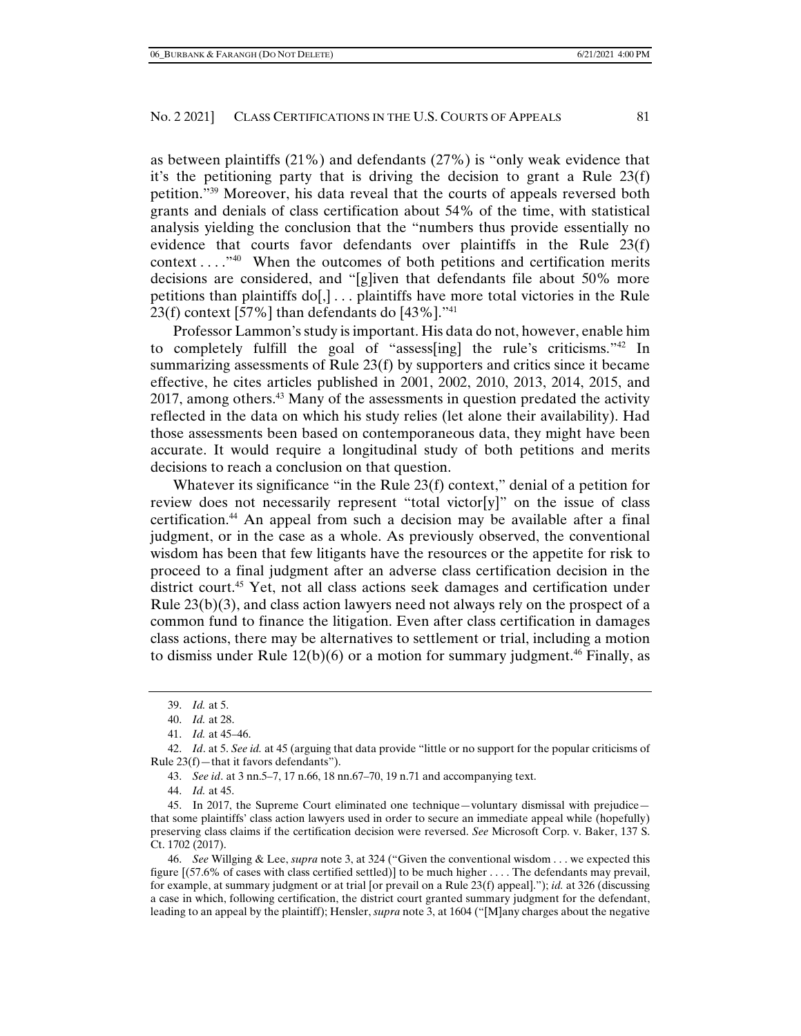as between plaintiffs (21%) and defendants (27%) is "only weak evidence that it's the petitioning party that is driving the decision to grant a Rule 23(f) petition."[39] Moreover, his data reveal that the courts of appeals reversed both grants and denials of class certification about 54% of the time, with statistical analysis yielding the conclusion that the "numbers thus provide essentially no evidence that courts favor defendants over plaintiffs in the Rule 23(f) context . . . ."[40] When the outcomes of both petitions and certification merits decisions are considered, and "[g]iven that defendants file about 50% more petitions than plaintiffs do[,] . . . plaintiffs have more total victories in the Rule 23(f) context [57%] than defendants do [43%]."[41]

Professor Lammon's study is important. His data do not, however, enable him to completely fulfill the goal of "assess[ing] the rule's criticisms."[42] In summarizing assessments of Rule 23(f) by supporters and critics since it became effective, he cites articles published in 2001, 2002, 2010, 2013, 2014, 2015, and 2017, among others.[43] Many of the assessments in question predated the activity reflected in the data on which his study relies (let alone their availability). Had those assessments been based on contemporaneous data, they might have been accurate. It would require a longitudinal study of both petitions and merits decisions to reach a conclusion on that question.

Whatever its significance "in the Rule 23(f) context," denial of a petition for review does not necessarily represent "total victor[y]" on the issue of class certification.[44] An appeal from such a decision may be available after a final judgment, or in the case as a whole. As previously observed, the conventional wisdom has been that few litigants have the resources or the appetite for risk to proceed to a final judgment after an adverse class certification decision in the district court.[45] Yet, not all class actions seek damages and certification under Rule 23(b)(3), and class action lawyers need not always rely on the prospect of a common fund to finance the litigation. Even after class certification in damages class actions, there may be alternatives to settlement or trial, including a motion to dismiss under Rule 12(b)(6) or a motion for summary judgment.[46] Finally, as

---

39. *Id.* at 5.

40. *Id.* at 28.

41. *Id.* at 45–46.

42. *Id*. at 5. *See id.* at 45 (arguing that data provide "little or no support for the popular criticisms of Rule 23(f)—that it favors defendants").

43. *See id*. at 3 nn.5–7, 17 n.66, 18 nn.67–70, 19 n.71 and accompanying text.

44. *Id.* at 45.

45. In 2017, the Supreme Court eliminated one technique—voluntary dismissal with prejudice—that some plaintiffs' class action lawyers used in order to secure an immediate appeal while (hopefully) preserving class claims if the certification decision were reversed. *See* Microsoft Corp. v. Baker, 137 S. Ct. 1702 (2017).

46. *See* Willging & Lee, *supra* note 3, at 324 ("Given the conventional wisdom . . . we expected this figure [(57.6% of cases with class certified settled)] to be much higher . . . . The defendants may prevail, for example, at summary judgment or at trial [or prevail on a Rule 23(f) appeal]."); *id.* at 326 (discussing a case in which, following certification, the district court granted summary judgment for the defendant, leading to an appeal by the plaintiff); Hensler, *supra* note 3, at 1604 ("[M]any charges about the negative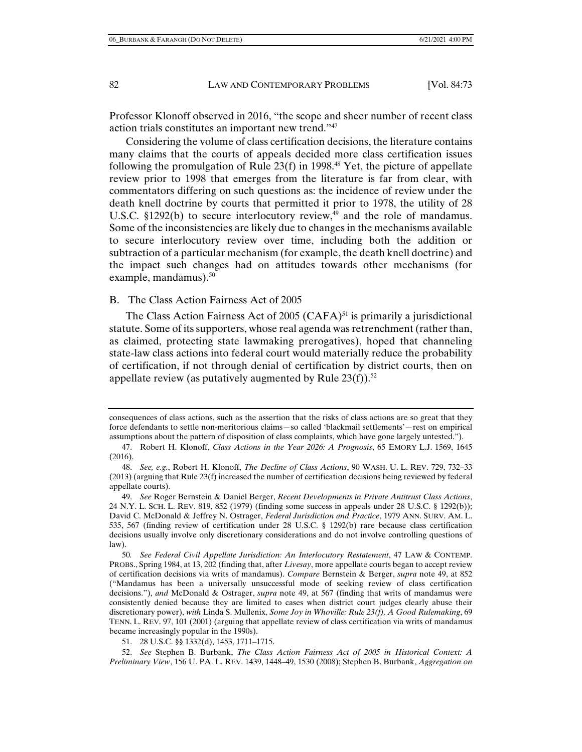Professor Klonoff observed in 2016, "the scope and sheer number of recent class action trials constitutes an important new trend."[47]

Considering the volume of class certification decisions, the literature contains many claims that the courts of appeals decided more class certification issues following the promulgation of Rule 23(f) in 1998.[48] Yet, the picture of appellate review prior to 1998 that emerges from the literature is far from clear, with commentators differing on such questions as: the incidence of review under the death knell doctrine by courts that permitted it prior to 1978, the utility of 28 U.S.C. §1292(b) to secure interlocutory review,[49] and the role of mandamus. Some of the inconsistencies are likely due to changes in the mechanisms available to secure interlocutory review over time, including both the addition or subtraction of a particular mechanism (for example, the death knell doctrine) and the impact such changes had on attitudes towards other mechanisms (for example, mandamus).[50]

## B. The Class Action Fairness Act of 2005

The Class Action Fairness Act of 2005 (CAFA)[51] is primarily a jurisdictional statute. Some of its supporters, whose real agenda was retrenchment (rather than, as claimed, protecting state lawmaking prerogatives), hoped that channeling state-law class actions into federal court would materially reduce the probability of certification, if not through denial of certification by district courts, then on appellate review (as putatively augmented by Rule 23(f)).[52]

---

consequences of class actions, such as the assertion that the risks of class actions are so great that they force defendants to settle non-meritorious claims—so called 'blackmail settlements'—rest on empirical assumptions about the pattern of disposition of class complaints, which have gone largely untested.").

47. Robert H. Klonoff, *Class Actions in the Year 2026: A Prognosis*, 65 EMORY L.J. 1569, 1645 (2016).

48. *See, e.g.*, Robert H. Klonoff, *The Decline of Class Actions*, 90 WASH. U. L. REV. 729, 732–33 (2013) (arguing that Rule 23(f) increased the number of certification decisions being reviewed by federal appellate courts).

49. *See* Roger Bernstein & Daniel Berger, *Recent Developments in Private Antitrust Class Actions*, 24 N.Y. L. SCH. L. REV. 819, 852 (1979) (finding some success in appeals under 28 U.S.C. § 1292(b)); David C. McDonald & Jeffrey N. Ostrager, *Federal Jurisdiction and Practice*, 1979 ANN. SURV. AM. L. 535, 567 (finding review of certification under 28 U.S.C. § 1292(b) rare because class certification decisions usually involve only discretionary considerations and do not involve controlling questions of law).

50. *See Federal Civil Appellate Jurisdiction: An Interlocutory Restatement*, 47 LAW & CONTEMP. PROBS., Spring 1984, at 13, 202 (finding that, after *Livesay*, more appellate courts began to accept review of certification decisions via writs of mandamus). *Compare* Bernstein & Berger, *supra* note 49, at 852 ("Mandamus has been a universally unsuccessful mode of seeking review of class certification decisions."), *and* McDonald & Ostrager, *supra* note 49, at 567 (finding that writs of mandamus were consistently denied because they are limited to cases when district court judges clearly abuse their discretionary power), *with* Linda S. Mullenix, *Some Joy in Whoville: Rule 23(f), A Good Rulemaking*, 69 TENN. L. REV. 97, 101 (2001) (arguing that appellate review of class certification via writs of mandamus became increasingly popular in the 1990s).

51. 28 U.S.C. §§ 1332(d), 1453, 1711–1715.

52. *See* Stephen B. Burbank, *The Class Action Fairness Act of 2005 in Historical Context: A Preliminary View*, 156 U. PA. L. REV. 1439, 1448–49, 1530 (2008); Stephen B. Burbank, *Aggregation on*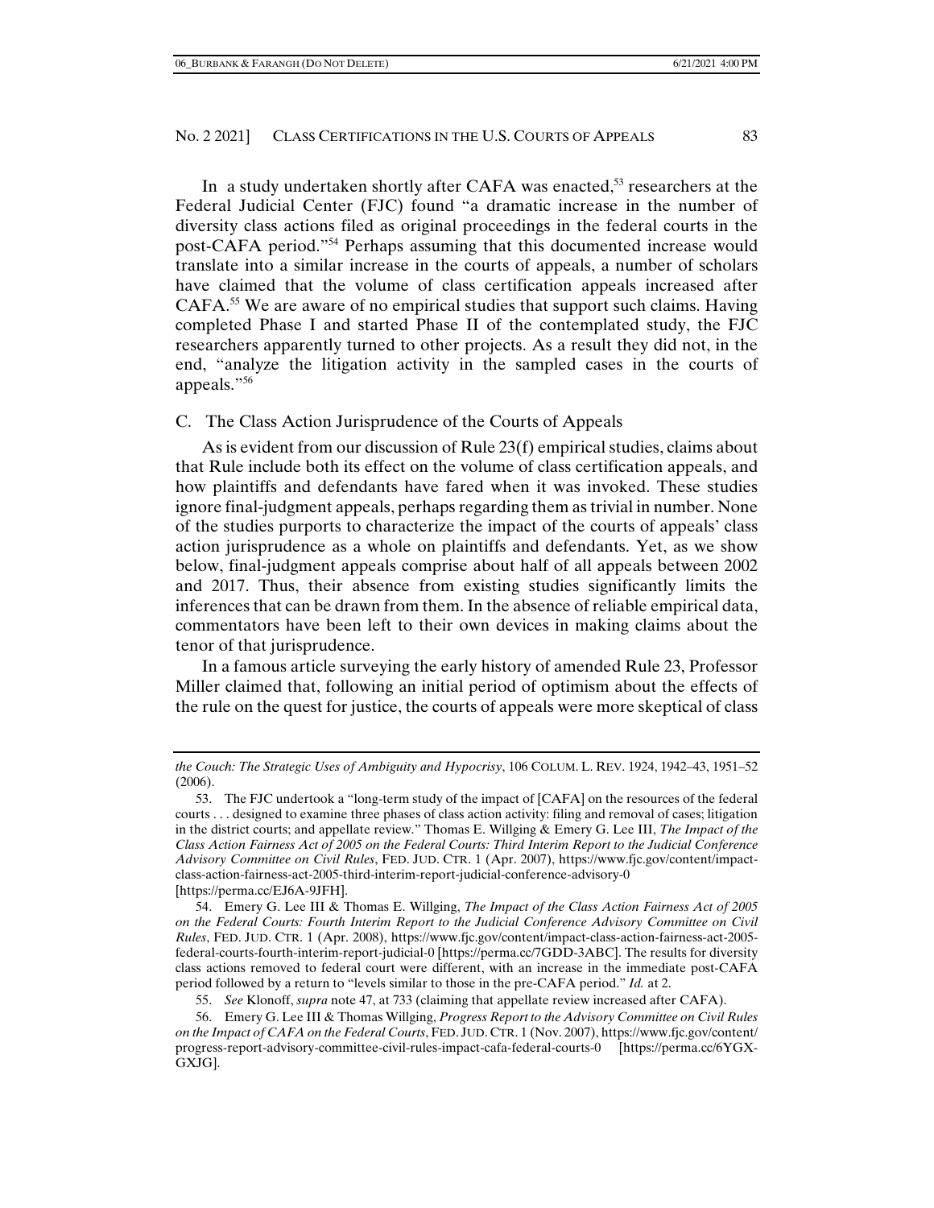In a study undertaken shortly after CAFA was enacted,[53] researchers at the Federal Judicial Center (FJC) found "a dramatic increase in the number of diversity class actions filed as original proceedings in the federal courts in the post-CAFA period."[54] Perhaps assuming that this documented increase would translate into a similar increase in the courts of appeals, a number of scholars have claimed that the volume of class certification appeals increased after CAFA.[55] We are aware of no empirical studies that support such claims. Having completed Phase I and started Phase II of the contemplated study, the FJC researchers apparently turned to other projects. As a result they did not, in the end, "analyze the litigation activity in the sampled cases in the courts of appeals."[56]

### C. The Class Action Jurisprudence of the Courts of Appeals

As is evident from our discussion of Rule 23(f) empirical studies, claims about that Rule include both its effect on the volume of class certification appeals, and how plaintiffs and defendants have fared when it was invoked. These studies ignore final-judgment appeals, perhaps regarding them as trivial in number. None of the studies purports to characterize the impact of the courts of appeals' class action jurisprudence as a whole on plaintiffs and defendants. Yet, as we show below, final-judgment appeals comprise about half of all appeals between 2002 and 2017. Thus, their absence from existing studies significantly limits the inferences that can be drawn from them. In the absence of reliable empirical data, commentators have been left to their own devices in making claims about the tenor of that jurisprudence.

In a famous article surveying the early history of amended Rule 23, Professor Miller claimed that, following an initial period of optimism about the effects of the rule on the quest for justice, the courts of appeals were more skeptical of class

---

*the Couch: The Strategic Uses of Ambiguity and Hypocrisy*, 106 COLUM. L. REV. 1924, 1942–43, 1951–52 (2006).

53. The FJC undertook a "long-term study of the impact of [CAFA] on the resources of the federal courts . . . designed to examine three phases of class action activity: filing and removal of cases; litigation in the district courts; and appellate review." Thomas E. Willging & Emery G. Lee III, *The Impact of the Class Action Fairness Act of 2005 on the Federal Courts: Third Interim Report to the Judicial Conference Advisory Committee on Civil Rules*, FED. JUD. CTR. 1 (Apr. 2007), https://www.fjc.gov/content/impact-class-action-fairness-act-2005-third-interim-report-judicial-conference-advisory-0 [https://perma.cc/EJ6A-9JFH].

54. Emery G. Lee III & Thomas E. Willging, *The Impact of the Class Action Fairness Act of 2005 on the Federal Courts: Fourth Interim Report to the Judicial Conference Advisory Committee on Civil Rules*, FED. JUD. CTR. 1 (Apr. 2008), https://www.fjc.gov/content/impact-class-action-fairness-act-2005-federal-courts-fourth-interim-report-judicial-0 [https://perma.cc/7GDD-3ABC]. The results for diversity class actions removed to federal court were different, with an increase in the immediate post-CAFA period followed by a return to "levels similar to those in the pre-CAFA period." *Id.* at 2.

55. *See* Klonoff, *supra* note 47, at 733 (claiming that appellate review increased after CAFA).

56. Emery G. Lee III & Thomas Willging, *Progress Report to the Advisory Committee on Civil Rules on the Impact of CAFA on the Federal Courts*, FED. JUD. CTR. 1 (Nov. 2007), https://www.fjc.gov/content/progress-report-advisory-committee-civil-rules-impact-cafa-federal-courts-0 [https://perma.cc/6YGX-GXJG].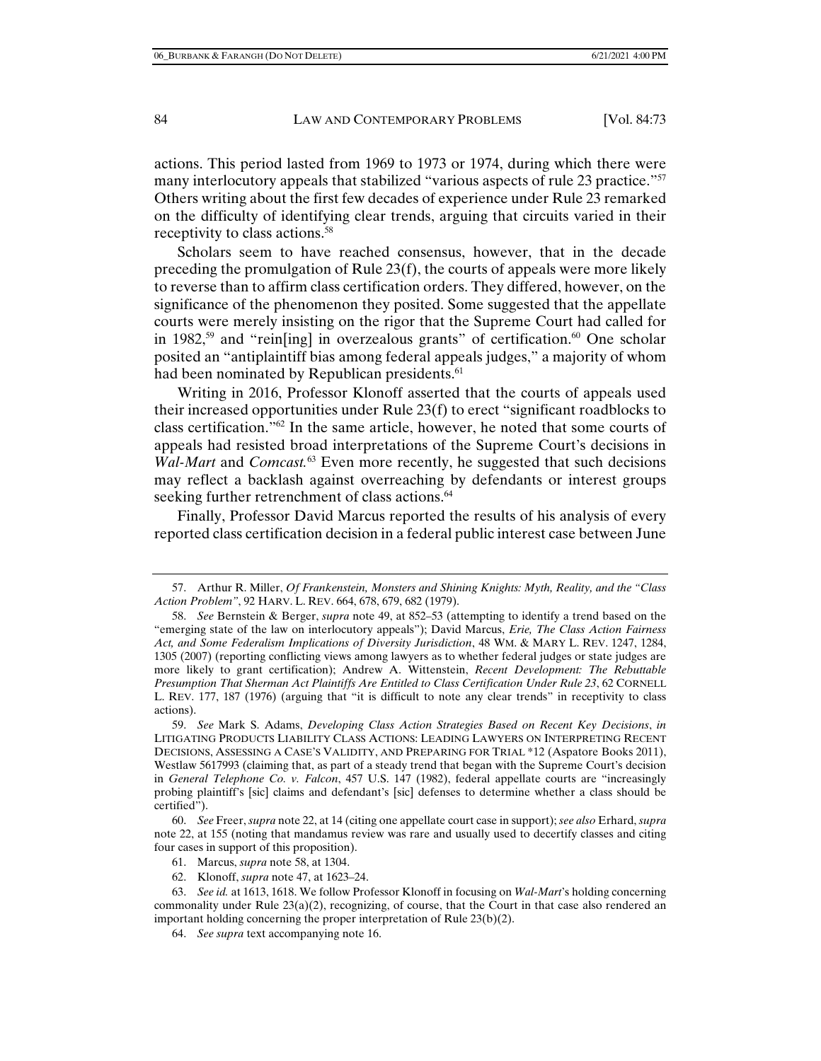actions. This period lasted from 1969 to 1973 or 1974, during which there were many interlocutory appeals that stabilized "various aspects of rule 23 practice."[57] Others writing about the first few decades of experience under Rule 23 remarked on the difficulty of identifying clear trends, arguing that circuits varied in their receptivity to class actions.[58]

Scholars seem to have reached consensus, however, that in the decade preceding the promulgation of Rule 23(f), the courts of appeals were more likely to reverse than to affirm class certification orders. They differed, however, on the significance of the phenomenon they posited. Some suggested that the appellate courts were merely insisting on the rigor that the Supreme Court had called for in 1982,[59] and "rein[ing] in overzealous grants" of certification.[60] One scholar posited an "antiplaintiff bias among federal appeals judges," a majority of whom had been nominated by Republican presidents.[61]

Writing in 2016, Professor Klonoff asserted that the courts of appeals used their increased opportunities under Rule 23(f) to erect "significant roadblocks to class certification."[62] In the same article, however, he noted that some courts of appeals had resisted broad interpretations of the Supreme Court's decisions in *Wal-Mart* and *Comcast.*[63] Even more recently, he suggested that such decisions may reflect a backlash against overreaching by defendants or interest groups seeking further retrenchment of class actions.[64]

Finally, Professor David Marcus reported the results of his analysis of every reported class certification decision in a federal public interest case between June

---

57. Arthur R. Miller, *Of Frankenstein, Monsters and Shining Knights: Myth, Reality, and the "Class Action Problem"*, 92 HARV. L. REV. 664, 678, 679, 682 (1979).

58. *See* Bernstein & Berger, *supra* note 49, at 852–53 (attempting to identify a trend based on the "emerging state of the law on interlocutory appeals"); David Marcus, *Erie, The Class Action Fairness Act, and Some Federalism Implications of Diversity Jurisdiction*, 48 WM. & MARY L. REV. 1247, 1284, 1305 (2007) (reporting conflicting views among lawyers as to whether federal judges or state judges are more likely to grant certification); Andrew A. Wittenstein, *Recent Development: The Rebuttable Presumption That Sherman Act Plaintiffs Are Entitled to Class Certification Under Rule 23*, 62 CORNELL L. REV. 177, 187 (1976) (arguing that "it is difficult to note any clear trends" in receptivity to class actions).

59. *See* Mark S. Adams, *Developing Class Action Strategies Based on Recent Key Decisions*, *in* LITIGATING PRODUCTS LIABILITY CLASS ACTIONS: LEADING LAWYERS ON INTERPRETING RECENT DECISIONS, ASSESSING A CASE'S VALIDITY, AND PREPARING FOR TRIAL *12 (Aspatore Books 2011), Westlaw 5617993 (claiming that, as part of a steady trend that began with the Supreme Court's decision in *General Telephone Co. v. Falcon*, 457 U.S. 147 (1982), federal appellate courts are "increasingly probing plaintiff's [sic] claims and defendant's [sic] defenses to determine whether a class should be certified").

60. *See* Freer, *supra* note 22, at 14 (citing one appellate court case in support); *see also* Erhard, *supra* note 22, at 155 (noting that mandamus review was rare and usually used to decertify classes and citing four cases in support of this proposition).

61. Marcus, *supra* note 58, at 1304.

62. Klonoff, *supra* note 47, at 1623–24.

63. *See id.* at 1613, 1618. We follow Professor Klonoff in focusing on *Wal-Mart*'s holding concerning commonality under Rule 23(a)(2), recognizing, of course, that the Court in that case also rendered an important holding concerning the proper interpretation of Rule 23(b)(2).

64. *See supra* text accompanying note 16.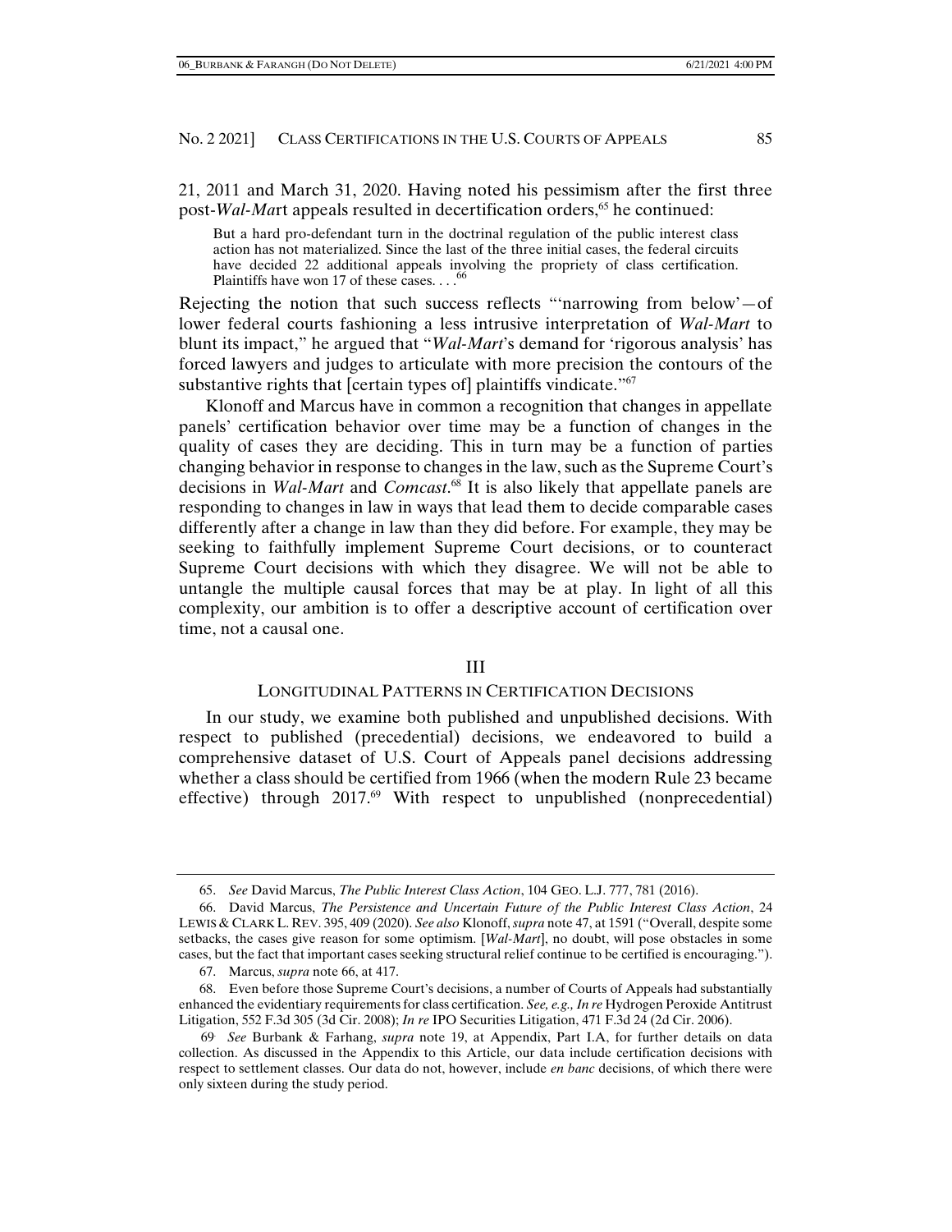21, 2011 and March 31, 2020. Having noted his pessimism after the first three post-*Wal-Mar*t appeals resulted in decertification orders,[65] he continued:

> But a hard pro-defendant turn in the doctrinal regulation of the public interest class action has not materialized. Since the last of the three initial cases, the federal circuits have decided 22 additional appeals involving the propriety of class certification. Plaintiffs have won 17 of these cases. . . .[66]

Rejecting the notion that such success reflects "'narrowing from below'—of lower federal courts fashioning a less intrusive interpretation of *Wal-Mart* to blunt its impact," he argued that "*Wal-Mart*'s demand for 'rigorous analysis' has forced lawyers and judges to articulate with more precision the contours of the substantive rights that [certain types of] plaintiffs vindicate."[67]

Klonoff and Marcus have in common a recognition that changes in appellate panels' certification behavior over time may be a function of changes in the quality of cases they are deciding. This in turn may be a function of parties changing behavior in response to changes in the law, such as the Supreme Court's decisions in *Wal-Mart* and *Comcast*.[68] It is also likely that appellate panels are responding to changes in law in ways that lead them to decide comparable cases differently after a change in law than they did before. For example, they may be seeking to faithfully implement Supreme Court decisions, or to counteract Supreme Court decisions with which they disagree. We will not be able to untangle the multiple causal forces that may be at play. In light of all this complexity, our ambition is to offer a descriptive account of certification over time, not a causal one.

## III

## LONGITUDINAL PATTERNS IN CERTIFICATION DECISIONS

In our study, we examine both published and unpublished decisions. With respect to published (precedential) decisions, we endeavored to build a comprehensive dataset of U.S. Court of Appeals panel decisions addressing whether a class should be certified from 1966 (when the modern Rule 23 became effective) through 2017.[69] With respect to unpublished (nonprecedential)

---

65. *See* David Marcus, *The Public Interest Class Action*, 104 GEO. L.J. 777, 781 (2016).

66. David Marcus, *The Persistence and Uncertain Future of the Public Interest Class Action*, 24 LEWIS & CLARK L. REV. 395, 409 (2020). *See also* Klonoff, *supra* note 47, at 1591 ("Overall, despite some setbacks, the cases give reason for some optimism. [*Wal-Mart*], no doubt, will pose obstacles in some cases, but the fact that important cases seeking structural relief continue to be certified is encouraging.").

67. Marcus, *supra* note 66, at 417.

68. Even before those Supreme Court's decisions, a number of Courts of Appeals had substantially enhanced the evidentiary requirements for class certification. *See, e.g., In re* Hydrogen Peroxide Antitrust Litigation, 552 F.3d 305 (3d Cir. 2008); *In re* IPO Securities Litigation, 471 F.3d 24 (2d Cir. 2006).

69. *See* Burbank & Farhang, *supra* note 19, at Appendix, Part I.A, for further details on data collection. As discussed in the Appendix to this Article, our data include certification decisions with respect to settlement classes. Our data do not, however, include *en banc* decisions, of which there were only sixteen during the study period.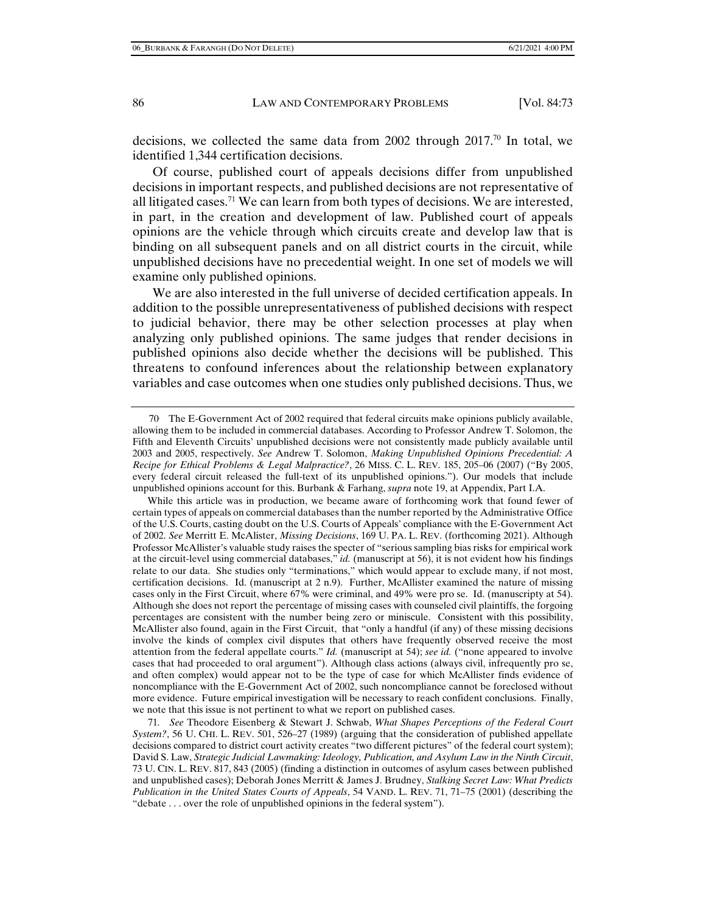decisions, we collected the same data from 2002 through 2017.[70] In total, we identified 1,344 certification decisions.

Of course, published court of appeals decisions differ from unpublished decisions in important respects, and published decisions are not representative of all litigated cases.[71] We can learn from both types of decisions. We are interested, in part, in the creation and development of law. Published court of appeals opinions are the vehicle through which circuits create and develop law that is binding on all subsequent panels and on all district courts in the circuit, while unpublished decisions have no precedential weight. In one set of models we will examine only published opinions.

We are also interested in the full universe of decided certification appeals. In addition to the possible unrepresentativeness of published decisions with respect to judicial behavior, there may be other selection processes at play when analyzing only published opinions. The same judges that render decisions in published opinions also decide whether the decisions will be published. This threatens to confound inferences about the relationship between explanatory variables and case outcomes when one studies only published decisions. Thus, we

---

70. The E-Government Act of 2002 required that federal circuits make opinions publicly available, allowing them to be included in commercial databases. According to Professor Andrew T. Solomon, the Fifth and Eleventh Circuits' unpublished decisions were not consistently made publicly available until 2003 and 2005, respectively. *See* Andrew T. Solomon, *Making Unpublished Opinions Precedential: A Recipe for Ethical Problems & Legal Malpractice?*, 26 MISS. C. L. REV. 185, 205–06 (2007) ("By 2005, every federal circuit released the full-text of its unpublished opinions."). Our models that include unpublished opinions account for this. Burbank & Farhang, *supra* note 19, at Appendix, Part I.A.

While this article was in production, we became aware of forthcoming work that found fewer of certain types of appeals on commercial databases than the number reported by the Administrative Office of the U.S. Courts, casting doubt on the U.S. Courts of Appeals' compliance with the E-Government Act of 2002. *See* Merritt E. McAlister, *Missing Decisions*, 169 U. PA. L. REV. (forthcoming 2021). Although Professor McAllister's valuable study raises the specter of "serious sampling bias risks for empirical work at the circuit-level using commercial databases," *id.* (manuscript at 56), it is not evident how his findings relate to our data. She studies only "terminations," which would appear to exclude many, if not most, certification decisions. Id. (manuscript at 2 n.9). Further, McAllister examined the nature of missing cases only in the First Circuit, where 67% were criminal, and 49% were pro se. Id. (manuscripty at 54). Although she does not report the percentage of missing cases with counseled civil plaintiffs, the forgoing percentages are consistent with the number being zero or miniscule. Consistent with this possibility, McAllister also found, again in the First Circuit, that "only a handful (if any) of these missing decisions involve the kinds of complex civil disputes that others have frequently observed receive the most attention from the federal appellate courts." *Id.* (manuscript at 54); *see id.* ("none appeared to involve cases that had proceeded to oral argument"). Although class actions (always civil, infrequently pro se, and often complex) would appear not to be the type of case for which McAllister finds evidence of noncompliance with the E-Government Act of 2002, such noncompliance cannot be foreclosed without more evidence. Future empirical investigation will be necessary to reach confident conclusions. Finally, we note that this issue is not pertinent to what we report on published cases.

71. *See* Theodore Eisenberg & Stewart J. Schwab, *What Shapes Perceptions of the Federal Court System?*, 56 U. CHI. L. REV. 501, 526–27 (1989) (arguing that the consideration of published appellate decisions compared to district court activity creates "two different pictures" of the federal court system); David S. Law, *Strategic Judicial Lawmaking: Ideology, Publication, and Asylum Law in the Ninth Circuit*, 73 U. CIN. L. REV. 817, 843 (2005) (finding a distinction in outcomes of asylum cases between published and unpublished cases); Deborah Jones Merritt & James J. Brudney, *Stalking Secret Law: What Predicts Publication in the United States Courts of Appeals*, 54 VAND. L. REV. 71, 71–75 (2001) (describing the "debate . . . over the role of unpublished opinions in the federal system").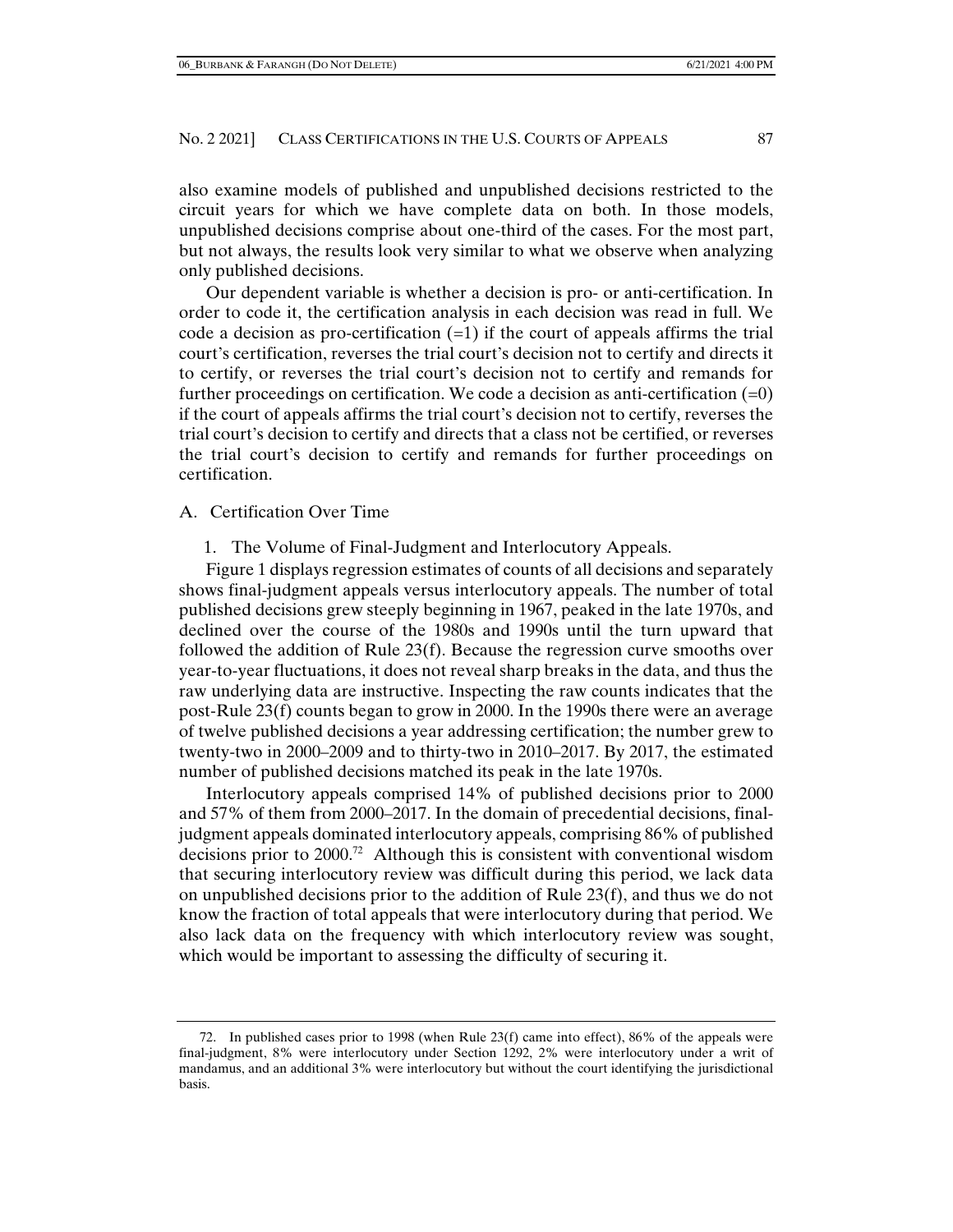also examine models of published and unpublished decisions restricted to the circuit years for which we have complete data on both. In those models, unpublished decisions comprise about one-third of the cases. For the most part, but not always, the results look very similar to what we observe when analyzing only published decisions.

Our dependent variable is whether a decision is pro- or anti-certification. In order to code it, the certification analysis in each decision was read in full. We code a decision as pro-certification (=1) if the court of appeals affirms the trial court's certification, reverses the trial court's decision not to certify and directs it to certify, or reverses the trial court's decision not to certify and remands for further proceedings on certification. We code a decision as anti-certification (=0) if the court of appeals affirms the trial court's decision not to certify, reverses the trial court's decision to certify and directs that a class not be certified, or reverses the trial court's decision to certify and remands for further proceedings on certification.

## A. Certification Over Time

### 1. The Volume of Final-Judgment and Interlocutory Appeals.

Figure 1 displays regression estimates of counts of all decisions and separately shows final-judgment appeals versus interlocutory appeals. The number of total published decisions grew steeply beginning in 1967, peaked in the late 1970s, and declined over the course of the 1980s and 1990s until the turn upward that followed the addition of Rule 23(f). Because the regression curve smooths over year-to-year fluctuations, it does not reveal sharp breaks in the data, and thus the raw underlying data are instructive. Inspecting the raw counts indicates that the post-Rule 23(f) counts began to grow in 2000. In the 1990s there were an average of twelve published decisions a year addressing certification; the number grew to twenty-two in 2000–2009 and to thirty-two in 2010–2017. By 2017, the estimated number of published decisions matched its peak in the late 1970s.

Interlocutory appeals comprised 14% of published decisions prior to 2000 and 57% of them from 2000–2017. In the domain of precedential decisions, final-judgment appeals dominated interlocutory appeals, comprising 86% of published decisions prior to 2000.[72] Although this is consistent with conventional wisdom that securing interlocutory review was difficult during this period, we lack data on unpublished decisions prior to the addition of Rule 23(f), and thus we do not know the fraction of total appeals that were interlocutory during that period. We also lack data on the frequency with which interlocutory review was sought, which would be important to assessing the difficulty of securing it.

---

72. In published cases prior to 1998 (when Rule 23(f) came into effect), 86% of the appeals were final-judgment, 8% were interlocutory under Section 1292, 2% were interlocutory under a writ of mandamus, and an additional 3% were interlocutory but without the court identifying the jurisdictional basis.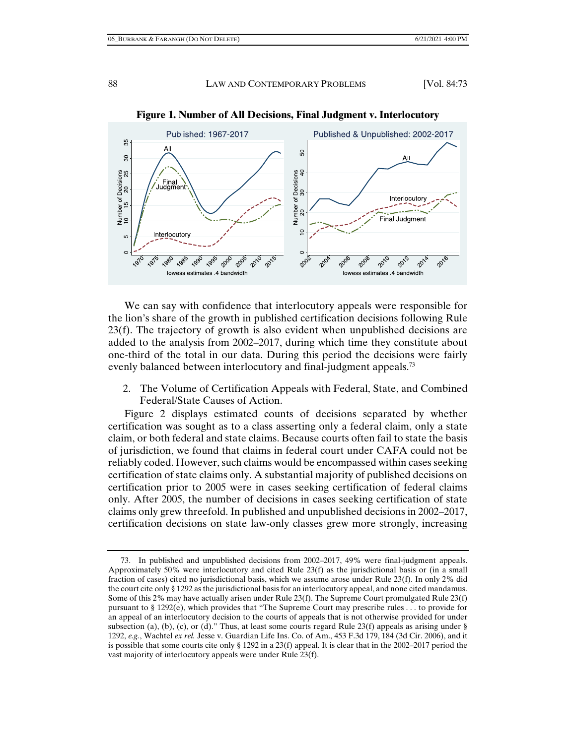**Figure 1. Number of All Decisions, Final Judgment v. Interlocutory**

Published: 1967-2017

Number of Decisions

0 5 10 15 20 25 30 35

All

Final Judgment

Interlocutory

1970 1975 1980 1985 1990 1995 2000 2005 2010 2015

lowess estimates .4 bandwidth

Published & Unpublished: 2002-2017

Number of Decisions

0 10 20 30 40 50

All

Interlocutory

Final Judgment

2002 2004 2006 2008 2010 2012 2014 2016

lowess estimates .4 bandwidth

We can say with confidence that interlocutory appeals were responsible for the lion's share of the growth in published certification decisions following Rule 23(f). The trajectory of growth is also evident when unpublished decisions are added to the analysis from 2002–2017, during which time they constitute about one-third of the total in our data. During this period the decisions were fairly evenly balanced between interlocutory and final-judgment appeals.[73]

2. The Volume of Certification Appeals with Federal, State, and Combined Federal/State Causes of Action.

Figure 2 displays estimated counts of decisions separated by whether certification was sought as to a class asserting only a federal claim, only a state claim, or both federal and state claims. Because courts often fail to state the basis of jurisdiction, we found that claims in federal court under CAFA could not be reliably coded. However, such claims would be encompassed within cases seeking certification of state claims only. A substantial majority of published decisions on certification prior to 2005 were in cases seeking certification of federal claims only. After 2005, the number of decisions in cases seeking certification of state claims only grew threefold. In published and unpublished decisions in 2002–2017, certification decisions on state law-only classes grew more strongly, increasing

73. In published and unpublished decisions from 2002–2017, 49% were final-judgment appeals. Approximately 50% were interlocutory and cited Rule 23(f) as the jurisdictional basis or (in a small fraction of cases) cited no jurisdictional basis, which we assume arose under Rule 23(f). In only 2% did the court cite only § 1292 as the jurisdictional basis for an interlocutory appeal, and none cited mandamus. Some of this 2% may have actually arisen under Rule 23(f). The Supreme Court promulgated Rule 23(f) pursuant to § 1292(e), which provides that "The Supreme Court may prescribe rules . . . to provide for an appeal of an interlocutory decision to the courts of appeals that is not otherwise provided for under subsection (a), (b), (c), or (d)." Thus, at least some courts regard Rule 23(f) appeals as arising under § 1292, *e.g.*, Wachtel *ex rel.* Jesse v. Guardian Life Ins. Co. of Am., 453 F.3d 179, 184 (3d Cir. 2006), and it is possible that some courts cite only § 1292 in a 23(f) appeal. It is clear that in the 2002–2017 period the vast majority of interlocutory appeals were under Rule 23(f).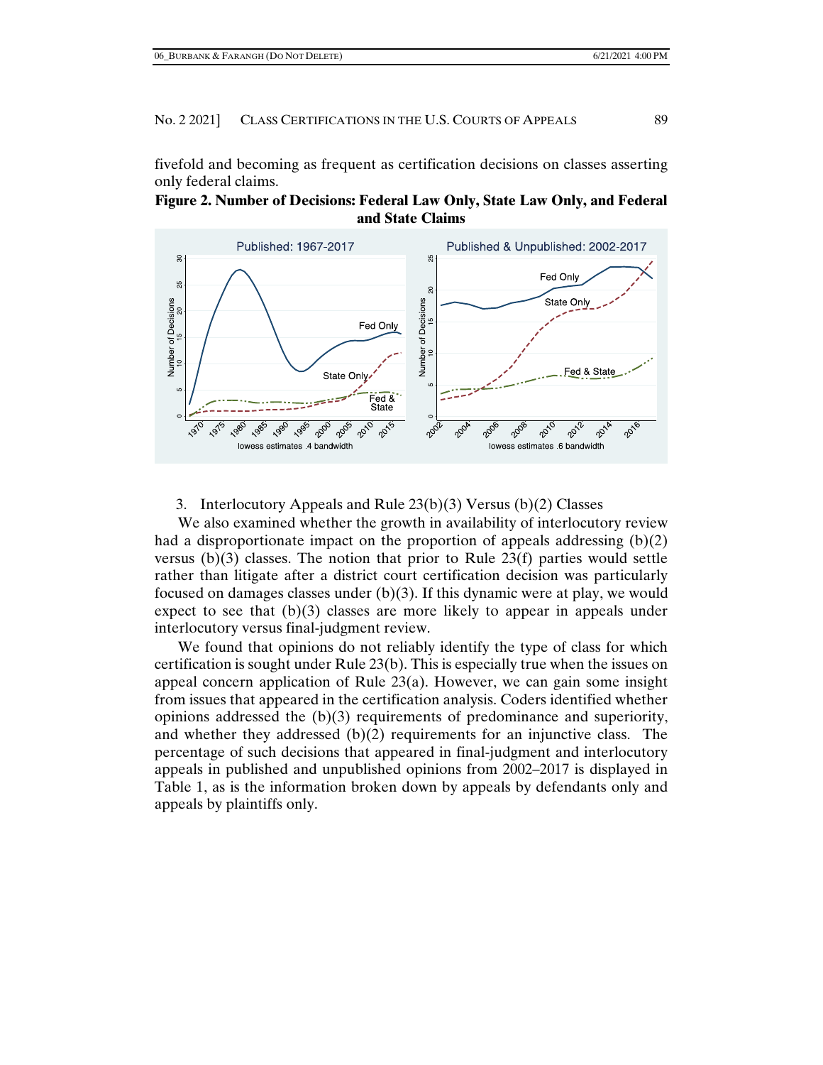fivefold and becoming as frequent as certification decisions on classes asserting only federal claims.

**Figure 2. Number of Decisions: Federal Law Only, State Law Only, and Federal and State Claims**

Published: 1967-2017

Number of Decisions

0
5
10
15
20
25
30

1970
1975
1980
1985
1990
1995
2000
2005
2010
2015

Fed Only
State Only
Fed & State

lowess estimates .4 bandwidth

Published & Unpublished: 2002-2017

Number of Decisions

0
5
10
15
20
25

2002
2004
2006
2008
2010
2012
2014
2016

Fed Only
State Only
Fed & State

lowess estimates .6 bandwidth

3. Interlocutory Appeals and Rule 23(b)(3) Versus (b)(2) Classes

We also examined whether the growth in availability of interlocutory review had a disproportionate impact on the proportion of appeals addressing (b)(2) versus (b)(3) classes. The notion that prior to Rule 23(f) parties would settle rather than litigate after a district court certification decision was particularly focused on damages classes under (b)(3). If this dynamic were at play, we would expect to see that (b)(3) classes are more likely to appear in appeals under interlocutory versus final-judgment review.

We found that opinions do not reliably identify the type of class for which certification is sought under Rule 23(b). This is especially true when the issues on appeal concern application of Rule 23(a). However, we can gain some insight from issues that appeared in the certification analysis. Coders identified whether opinions addressed the (b)(3) requirements of predominance and superiority, and whether they addressed (b)(2) requirements for an injunctive class. The percentage of such decisions that appeared in final-judgment and interlocutory appeals in published and unpublished opinions from 2002–2017 is displayed in Table 1, as is the information broken down by appeals by defendants only and appeals by plaintiffs only.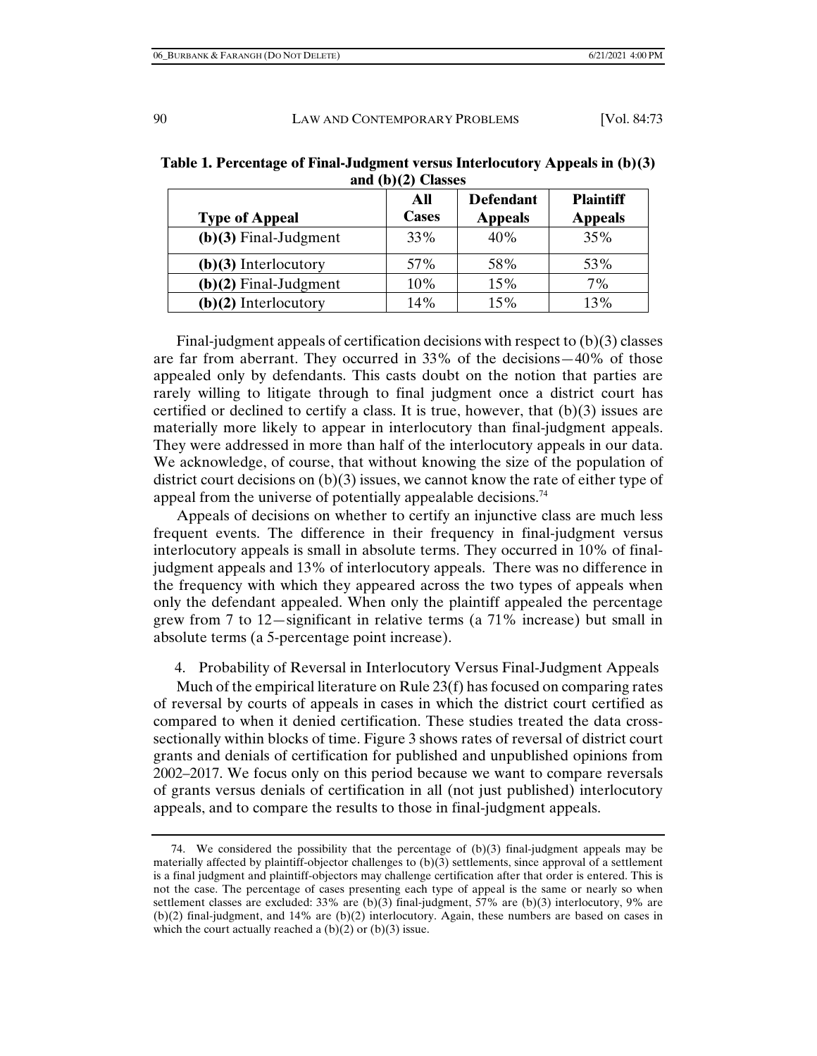**Table 1. Percentage of Final-Judgment versus Interlocutory Appeals in (b)(3) and (b)(2) Classes**

| Type of Appeal | All Cases | Defendant Appeals | Plaintiff Appeals |
|---|---|---|---|
| **(b)(3)** Final-Judgment | 33% | 40% | 35% |
| **(b)(3)** Interlocutory | 57% | 58% | 53% |
| **(b)(2)** Final-Judgment | 10% | 15% | 7% |
| **(b)(2)** Interlocutory | 14% | 15% | 13% |

Final-judgment appeals of certification decisions with respect to (b)(3) classes are far from aberrant. They occurred in 33% of the decisions—40% of those appealed only by defendants. This casts doubt on the notion that parties are rarely willing to litigate through to final judgment once a district court has certified or declined to certify a class. It is true, however, that (b)(3) issues are materially more likely to appear in interlocutory than final-judgment appeals. They were addressed in more than half of the interlocutory appeals in our data. We acknowledge, of course, that without knowing the size of the population of district court decisions on (b)(3) issues, we cannot know the rate of either type of appeal from the universe of potentially appealable decisions.[74]

Appeals of decisions on whether to certify an injunctive class are much less frequent events. The difference in their frequency in final-judgment versus interlocutory appeals is small in absolute terms. They occurred in 10% of final-judgment appeals and 13% of interlocutory appeals. There was no difference in the frequency with which they appeared across the two types of appeals when only the defendant appealed. When only the plaintiff appealed the percentage grew from 7 to 12—significant in relative terms (a 71% increase) but small in absolute terms (a 5-percentage point increase).

4. Probability of Reversal in Interlocutory Versus Final-Judgment Appeals

Much of the empirical literature on Rule 23(f) has focused on comparing rates of reversal by courts of appeals in cases in which the district court certified as compared to when it denied certification. These studies treated the data cross-sectionally within blocks of time. Figure 3 shows rates of reversal of district court grants and denials of certification for published and unpublished opinions from 2002–2017. We focus only on this period because we want to compare reversals of grants versus denials of certification in all (not just published) interlocutory appeals, and to compare the results to those in final-judgment appeals.

74. We considered the possibility that the percentage of (b)(3) final-judgment appeals may be materially affected by plaintiff-objector challenges to (b)(3) settlements, since approval of a settlement is a final judgment and plaintiff-objectors may challenge certification after that order is entered. This is not the case. The percentage of cases presenting each type of appeal is the same or nearly so when settlement classes are excluded: 33% are (b)(3) final-judgment, 57% are (b)(3) interlocutory, 9% are (b)(2) final-judgment, and 14% are (b)(2) interlocutory. Again, these numbers are based on cases in which the court actually reached a (b)(2) or (b)(3) issue.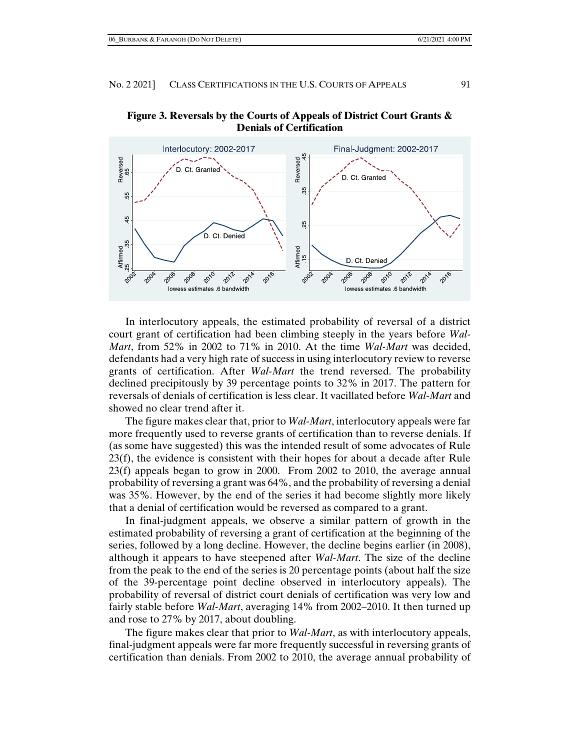**Figure 3. Reversals by the Courts of Appeals of District Court Grants & Denials of Certification**

In interlocutory appeals, the estimated probability of reversal of a district court grant of certification had been climbing steeply in the years before *Wal-Mart*, from 52% in 2002 to 71% in 2010. At the time *Wal-Mart* was decided, defendants had a very high rate of success in using interlocutory review to reverse grants of certification. After *Wal-Mart* the trend reversed. The probability declined precipitously by 39 percentage points to 32% in 2017. The pattern for reversals of denials of certification is less clear. It vacillated before *Wal-Mart* and showed no clear trend after it.

The figure makes clear that, prior to *Wal-Mart*, interlocutory appeals were far more frequently used to reverse grants of certification than to reverse denials. If (as some have suggested) this was the intended result of some advocates of Rule 23(f), the evidence is consistent with their hopes for about a decade after Rule 23(f) appeals began to grow in 2000. From 2002 to 2010, the average annual probability of reversing a grant was 64%, and the probability of reversing a denial was 35%. However, by the end of the series it had become slightly more likely that a denial of certification would be reversed as compared to a grant.

In final-judgment appeals, we observe a similar pattern of growth in the estimated probability of reversing a grant of certification at the beginning of the series, followed by a long decline. However, the decline begins earlier (in 2008), although it appears to have steepened after *Wal-Mart*. The size of the decline from the peak to the end of the series is 20 percentage points (about half the size of the 39-percentage point decline observed in interlocutory appeals). The probability of reversal of district court denials of certification was very low and fairly stable before *Wal-Mart*, averaging 14% from 2002–2010. It then turned up and rose to 27% by 2017, about doubling.

The figure makes clear that prior to *Wal-Mart*, as with interlocutory appeals, final-judgment appeals were far more frequently successful in reversing grants of certification than denials. From 2002 to 2010, the average annual probability of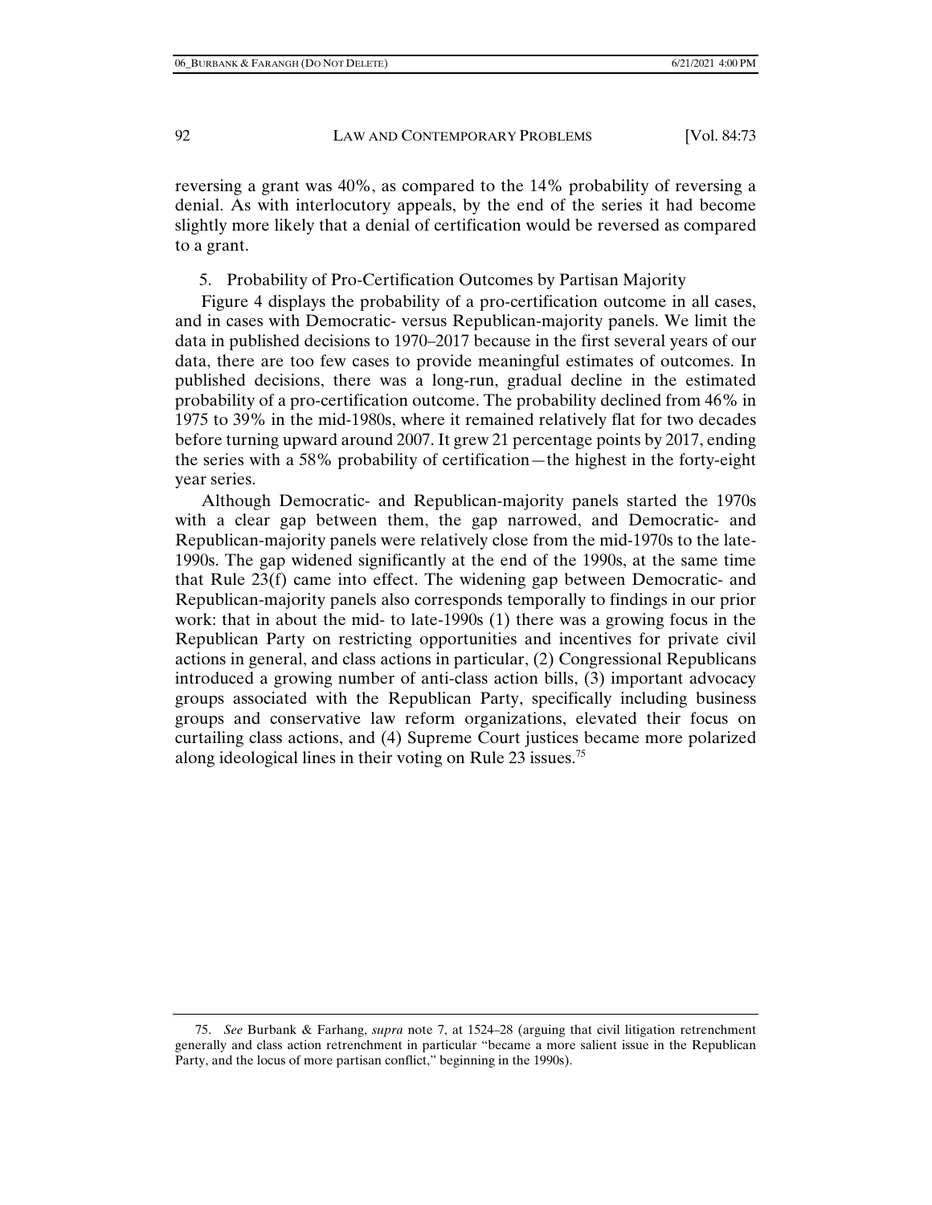reversing a grant was 40%, as compared to the 14% probability of reversing a denial. As with interlocutory appeals, by the end of the series it had become slightly more likely that a denial of certification would be reversed as compared to a grant.

5. Probability of Pro-Certification Outcomes by Partisan Majority

Figure 4 displays the probability of a pro-certification outcome in all cases, and in cases with Democratic- versus Republican-majority panels. We limit the data in published decisions to 1970–2017 because in the first several years of our data, there are too few cases to provide meaningful estimates of outcomes. In published decisions, there was a long-run, gradual decline in the estimated probability of a pro-certification outcome. The probability declined from 46% in 1975 to 39% in the mid-1980s, where it remained relatively flat for two decades before turning upward around 2007. It grew 21 percentage points by 2017, ending the series with a 58% probability of certification—the highest in the forty-eight year series.

Although Democratic- and Republican-majority panels started the 1970s with a clear gap between them, the gap narrowed, and Democratic- and Republican-majority panels were relatively close from the mid-1970s to the late-1990s. The gap widened significantly at the end of the 1990s, at the same time that Rule 23(f) came into effect. The widening gap between Democratic- and Republican-majority panels also corresponds temporally to findings in our prior work: that in about the mid- to late-1990s (1) there was a growing focus in the Republican Party on restricting opportunities and incentives for private civil actions in general, and class actions in particular, (2) Congressional Republicans introduced a growing number of anti-class action bills, (3) important advocacy groups associated with the Republican Party, specifically including business groups and conservative law reform organizations, elevated their focus on curtailing class actions, and (4) Supreme Court justices became more polarized along ideological lines in their voting on Rule 23 issues.[75]

75. *See* Burbank & Farhang, *supra* note 7, at 1524–28 (arguing that civil litigation retrenchment generally and class action retrenchment in particular "became a more salient issue in the Republican Party, and the locus of more partisan conflict," beginning in the 1990s).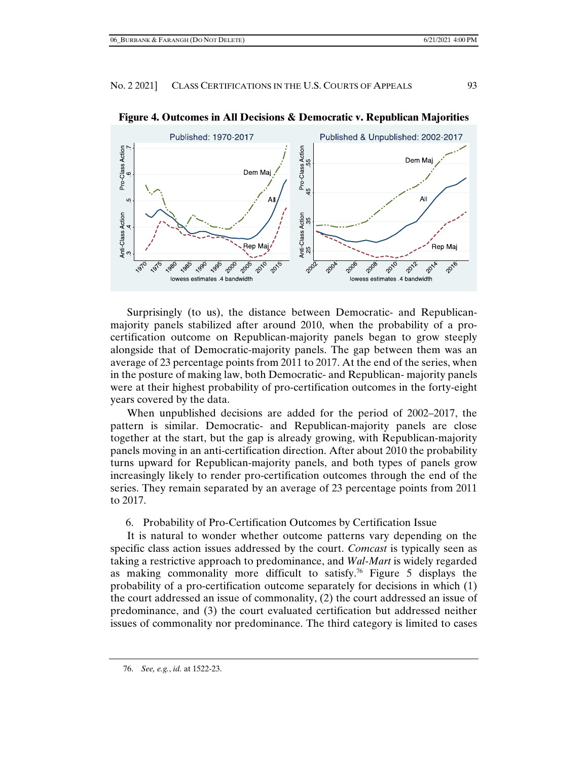**Figure 4. Outcomes in All Decisions & Democratic v. Republican Majorities**

Published: 1970-2017

Pro-Class Action

Anti-Class Action

.3 .4 .5 .6 .7

Dem Maj

All

Rep Maj

1970 1975 1980 1985 1990 1995 2000 2005 2010 2015

lowess estimates .4 bandwidth

Published & Unpublished: 2002-2017

Pro-Class Action

Anti-Class Action

.25 .35 .45 .55

Dem Maj

All

Rep Maj

2002 2004 2006 2008 2010 2012 2014 2016

lowess estimates .4 bandwidth

Surprisingly (to us), the distance between Democratic- and Republican-majority panels stabilized after around 2010, when the probability of a pro-certification outcome on Republican-majority panels began to grow steeply alongside that of Democratic-majority panels. The gap between them was an average of 23 percentage points from 2011 to 2017. At the end of the series, when in the posture of making law, both Democratic- and Republican- majority panels were at their highest probability of pro-certification outcomes in the forty-eight years covered by the data.

When unpublished decisions are added for the period of 2002–2017, the pattern is similar. Democratic- and Republican-majority panels are close together at the start, but the gap is already growing, with Republican-majority panels moving in an anti-certification direction. After about 2010 the probability turns upward for Republican-majority panels, and both types of panels grow increasingly likely to render pro-certification outcomes through the end of the series. They remain separated by an average of 23 percentage points from 2011 to 2017.

6. Probability of Pro-Certification Outcomes by Certification Issue

It is natural to wonder whether outcome patterns vary depending on the specific class action issues addressed by the court. *Comcast* is typically seen as taking a restrictive approach to predominance, and *Wal-Mart* is widely regarded as making commonality more difficult to satisfy.[76] Figure 5 displays the probability of a pro-certification outcome separately for decisions in which (1) the court addressed an issue of commonality, (2) the court addressed an issue of predominance, and (3) the court evaluated certification but addressed neither issues of commonality nor predominance. The third category is limited to cases

76. *See, e.g.*, *id.* at 1522-23.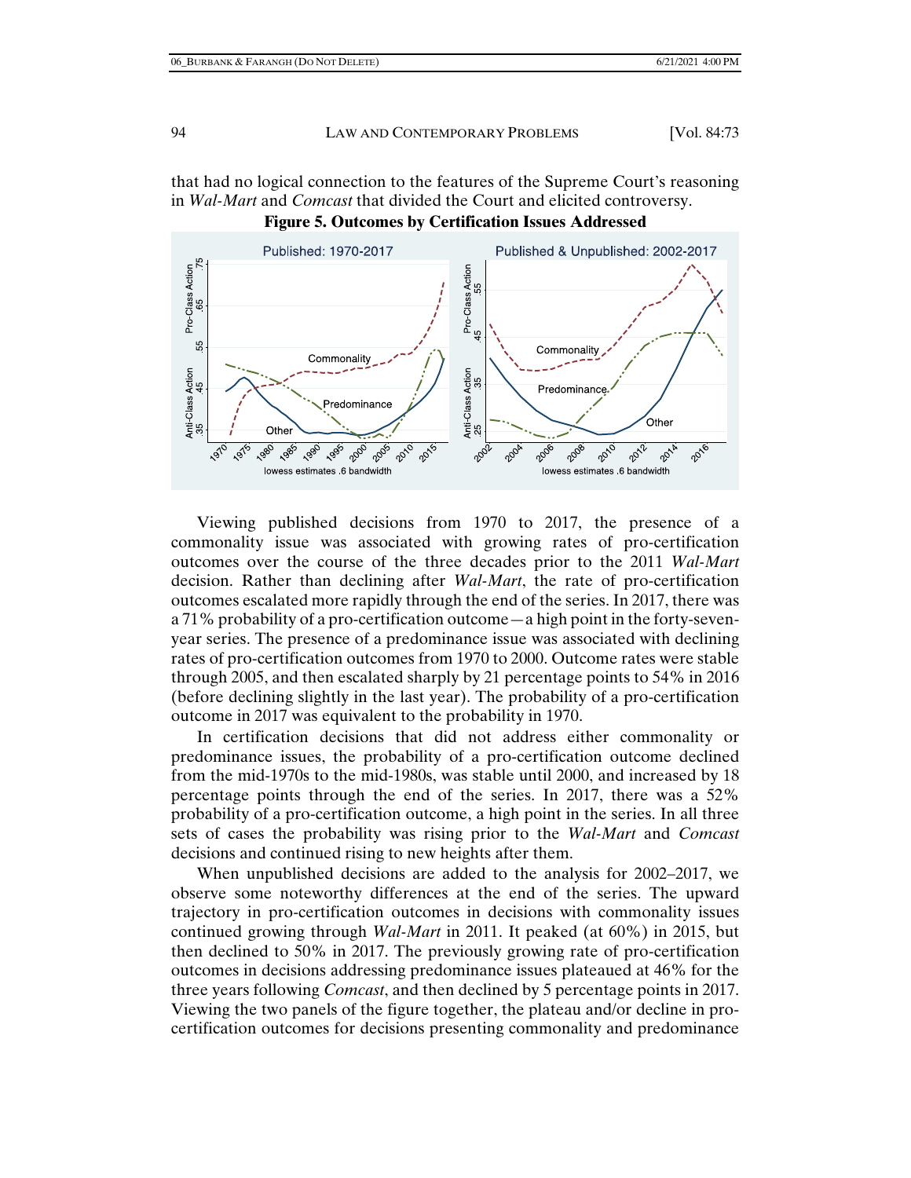that had no logical connection to the features of the Supreme Court's reasoning in *Wal-Mart* and *Comcast* that divided the Court and elicited controversy.

**Figure 5. Outcomes by Certification Issues Addressed**

Published: 1970-2017

Pro-Class Action
Anti-Class Action
.35
.45
.55
.65
.75
Commonality
Predominance
Other
1970 1975 1980 1985 1990 1995 2000 2005 2010 2015
lowess estimates .6 bandwidth

Published & Unpublished: 2002-2017

Pro-Class Action
Anti-Class Action
.25
.35
.45
.55
Commonality
Predominance
Other
2002 2004 2006 2008 2010 2012 2014 2016
lowess estimates .6 bandwidth

Viewing published decisions from 1970 to 2017, the presence of a commonality issue was associated with growing rates of pro-certification outcomes over the course of the three decades prior to the 2011 *Wal-Mart* decision. Rather than declining after *Wal-Mart*, the rate of pro-certification outcomes escalated more rapidly through the end of the series. In 2017, there was a 71% probability of a pro-certification outcome—a high point in the forty-seven-year series. The presence of a predominance issue was associated with declining rates of pro-certification outcomes from 1970 to 2000. Outcome rates were stable through 2005, and then escalated sharply by 21 percentage points to 54% in 2016 (before declining slightly in the last year). The probability of a pro-certification outcome in 2017 was equivalent to the probability in 1970.

In certification decisions that did not address either commonality or predominance issues, the probability of a pro-certification outcome declined from the mid-1970s to the mid-1980s, was stable until 2000, and increased by 18 percentage points through the end of the series. In 2017, there was a 52% probability of a pro-certification outcome, a high point in the series. In all three sets of cases the probability was rising prior to the *Wal-Mart* and *Comcast* decisions and continued rising to new heights after them.

When unpublished decisions are added to the analysis for 2002–2017, we observe some noteworthy differences at the end of the series. The upward trajectory in pro-certification outcomes in decisions with commonality issues continued growing through *Wal-Mart* in 2011. It peaked (at 60%) in 2015, but then declined to 50% in 2017. The previously growing rate of pro-certification outcomes in decisions addressing predominance issues plateaued at 46% for the three years following *Comcast*, and then declined by 5 percentage points in 2017. Viewing the two panels of the figure together, the plateau and/or decline in pro-certification outcomes for decisions presenting commonality and predominance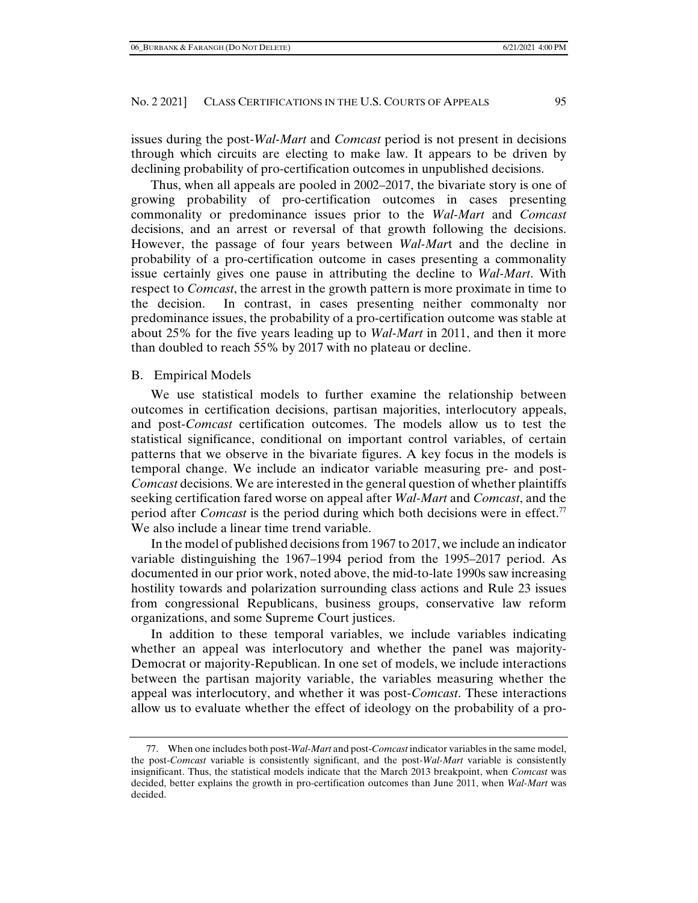issues during the post-*Wal-Mart* and *Comcast* period is not present in decisions through which circuits are electing to make law. It appears to be driven by declining probability of pro-certification outcomes in unpublished decisions.

Thus, when all appeals are pooled in 2002–2017, the bivariate story is one of growing probability of pro-certification outcomes in cases presenting commonality or predominance issues prior to the *Wal-Mart* and *Comcast* decisions, and an arrest or reversal of that growth following the decisions. However, the passage of four years between *Wal-Mar*t and the decline in probability of a pro-certification outcome in cases presenting a commonality issue certainly gives one pause in attributing the decline to *Wal-Mart*. With respect to *Comcast*, the arrest in the growth pattern is more proximate in time to the decision. In contrast, in cases presenting neither commonalty nor predominance issues, the probability of a pro-certification outcome was stable at about 25% for the five years leading up to *Wal-Mart* in 2011, and then it more than doubled to reach 55% by 2017 with no plateau or decline.

## B. Empirical Models

We use statistical models to further examine the relationship between outcomes in certification decisions, partisan majorities, interlocutory appeals, and post-*Comcast* certification outcomes. The models allow us to test the statistical significance, conditional on important control variables, of certain patterns that we observe in the bivariate figures. A key focus in the models is temporal change. We include an indicator variable measuring pre- and post-*Comcast* decisions. We are interested in the general question of whether plaintiffs seeking certification fared worse on appeal after *Wal-Mart* and *Comcast*, and the period after *Comcast* is the period during which both decisions were in effect.[77] We also include a linear time trend variable.

In the model of published decisions from 1967 to 2017, we include an indicator variable distinguishing the 1967–1994 period from the 1995–2017 period. As documented in our prior work, noted above, the mid-to-late 1990s saw increasing hostility towards and polarization surrounding class actions and Rule 23 issues from congressional Republicans, business groups, conservative law reform organizations, and some Supreme Court justices.

In addition to these temporal variables, we include variables indicating whether an appeal was interlocutory and whether the panel was majority-Democrat or majority-Republican. In one set of models, we include interactions between the partisan majority variable, the variables measuring whether the appeal was interlocutory, and whether it was post-*Comcast*. These interactions allow us to evaluate whether the effect of ideology on the probability of a pro-

77. When one includes both post-*Wal-Mart* and post-*Comcast* indicator variables in the same model, the post-*Comcast* variable is consistently significant, and the post-*Wal-Mart* variable is consistently insignificant. Thus, the statistical models indicate that the March 2013 breakpoint, when *Comcast* was decided, better explains the growth in pro-certification outcomes than June 2011, when *Wal-Mart* was decided.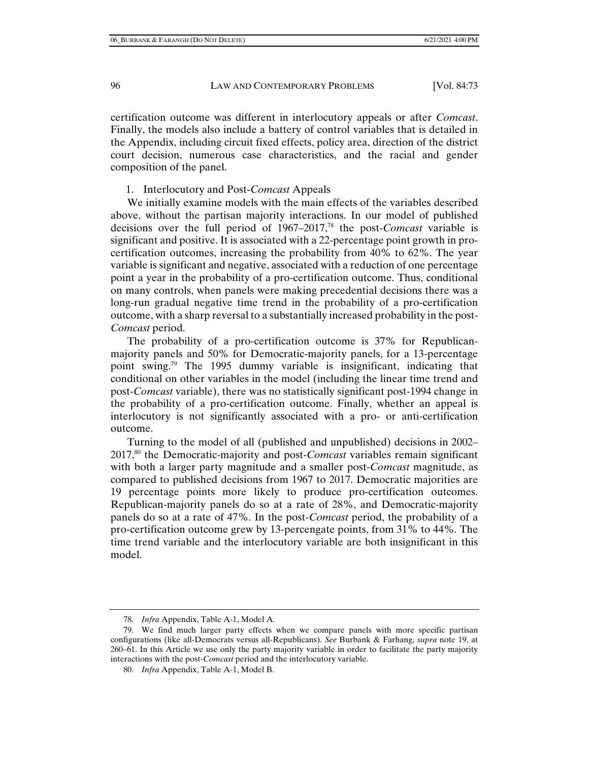certification outcome was different in interlocutory appeals or after *Comcast*. Finally, the models also include a battery of control variables that is detailed in the Appendix, including circuit fixed effects, policy area, direction of the district court decision, numerous case characteristics, and the racial and gender composition of the panel.

1. Interlocutory and Post-*Comcast* Appeals

We initially examine models with the main effects of the variables described above, without the partisan majority interactions. In our model of published decisions over the full period of 1967–2017,[78] the post-*Comcast* variable is significant and positive. It is associated with a 22-percentage point growth in pro-certification outcomes, increasing the probability from 40% to 62%. The year variable is significant and negative, associated with a reduction of one percentage point a year in the probability of a pro-certification outcome. Thus, conditional on many controls, when panels were making precedential decisions there was a long-run gradual negative time trend in the probability of a pro-certification outcome, with a sharp reversal to a substantially increased probability in the post-*Comcast* period.

The probability of a pro-certification outcome is 37% for Republican-majority panels and 50% for Democratic-majority panels, for a 13-percentage point swing.[79] The 1995 dummy variable is insignificant, indicating that conditional on other variables in the model (including the linear time trend and post-*Comcast* variable), there was no statistically significant post-1994 change in the probability of a pro-certification outcome. Finally, whether an appeal is interlocutory is not significantly associated with a pro- or anti-certification outcome.

Turning to the model of all (published and unpublished) decisions in 2002–2017,[80] the Democratic-majority and post-*Comcast* variables remain significant with both a larger party magnitude and a smaller post-*Comcast* magnitude, as compared to published decisions from 1967 to 2017. Democratic majorities are 19 percentage points more likely to produce pro-certification outcomes. Republican-majority panels do so at a rate of 28%, and Democratic-majority panels do so at a rate of 47%. In the post-*Comcast* period, the probability of a pro-certification outcome grew by 13-percengate points, from 31% to 44%. The time trend variable and the interlocutory variable are both insignificant in this model.

---

78. *Infra* Appendix, Table A-1, Model A.

79. We find much larger party effects when we compare panels with more specific partisan configurations (like all-Democrats versus all-Republicans). *See* Burbank & Farhang, *supra* note 19, at 260–61. In this Article we use only the party majority variable in order to facilitate the party majority interactions with the post-*Comcast* period and the interlocutory variable.

80. *Infra* Appendix, Table A-1, Model B.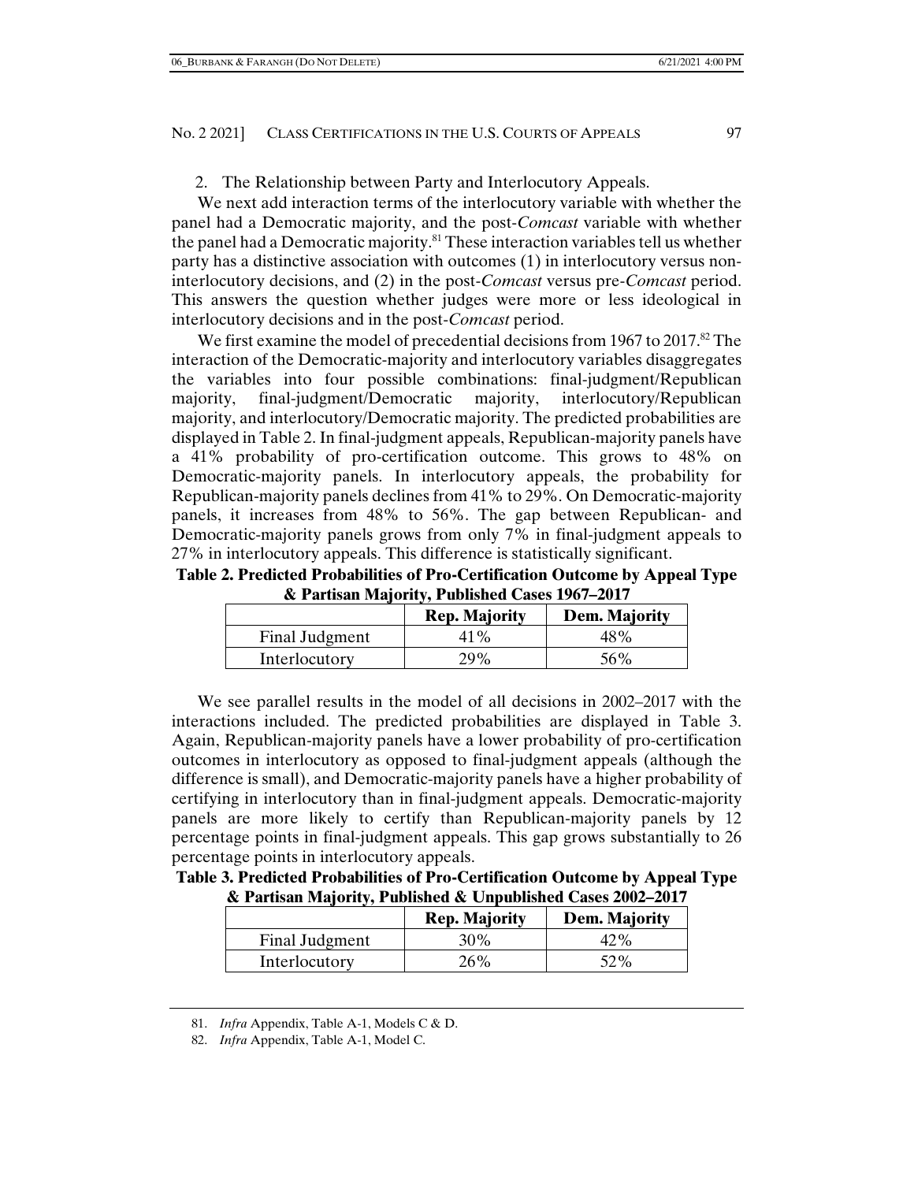2. The Relationship between Party and Interlocutory Appeals.

We next add interaction terms of the interlocutory variable with whether the panel had a Democratic majority, and the post-*Comcast* variable with whether the panel had a Democratic majority.[81] These interaction variables tell us whether party has a distinctive association with outcomes (1) in interlocutory versus non-interlocutory decisions, and (2) in the post-*Comcast* versus pre-*Comcast* period. This answers the question whether judges were more or less ideological in interlocutory decisions and in the post-*Comcast* period.

We first examine the model of precedential decisions from 1967 to 2017.[82] The interaction of the Democratic-majority and interlocutory variables disaggregates the variables into four possible combinations: final-judgment/Republican majority, final-judgment/Democratic majority, interlocutory/Republican majority, and interlocutory/Democratic majority. The predicted probabilities are displayed in Table 2. In final-judgment appeals, Republican-majority panels have a 41% probability of pro-certification outcome. This grows to 48% on Democratic-majority panels. In interlocutory appeals, the probability for Republican-majority panels declines from 41% to 29%. On Democratic-majority panels, it increases from 48% to 56%. The gap between Republican- and Democratic-majority panels grows from only 7% in final-judgment appeals to 27% in interlocutory appeals. This difference is statistically significant.

**Table 2. Predicted Probabilities of Pro-Certification Outcome by Appeal Type & Partisan Majority, Published Cases 1967–2017**

| | **Rep. Majority** | **Dem. Majority** |
|---|---|---|
| Final Judgment | 41% | 48% |
| Interlocutory | 29% | 56% |

We see parallel results in the model of all decisions in 2002–2017 with the interactions included. The predicted probabilities are displayed in Table 3. Again, Republican-majority panels have a lower probability of pro-certification outcomes in interlocutory as opposed to final-judgment appeals (although the difference is small), and Democratic-majority panels have a higher probability of certifying in interlocutory than in final-judgment appeals. Democratic-majority panels are more likely to certify than Republican-majority panels by 12 percentage points in final-judgment appeals. This gap grows substantially to 26 percentage points in interlocutory appeals.

**Table 3. Predicted Probabilities of Pro-Certification Outcome by Appeal Type & Partisan Majority, Published & Unpublished Cases 2002–2017**

| | **Rep. Majority** | **Dem. Majority** |
|---|---|---|
| Final Judgment | 30% | 42% |
| Interlocutory | 26% | 52% |

81. *Infra* Appendix, Table A-1, Models C & D.

82. *Infra* Appendix, Table A-1, Model C.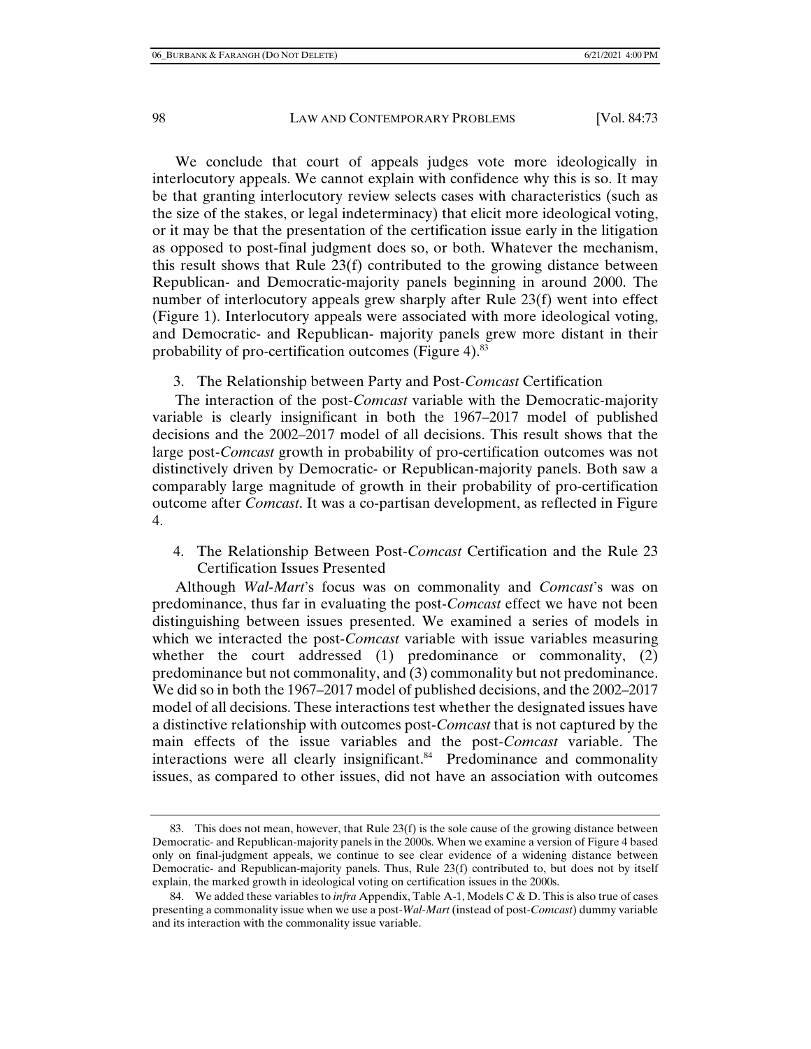We conclude that court of appeals judges vote more ideologically in interlocutory appeals. We cannot explain with confidence why this is so. It may be that granting interlocutory review selects cases with characteristics (such as the size of the stakes, or legal indeterminacy) that elicit more ideological voting, or it may be that the presentation of the certification issue early in the litigation as opposed to post-final judgment does so, or both. Whatever the mechanism, this result shows that Rule 23(f) contributed to the growing distance between Republican- and Democratic-majority panels beginning in around 2000. The number of interlocutory appeals grew sharply after Rule 23(f) went into effect (Figure 1). Interlocutory appeals were associated with more ideological voting, and Democratic- and Republican- majority panels grew more distant in their probability of pro-certification outcomes (Figure 4).[83]

### 3. The Relationship between Party and Post-*Comcast* Certification

The interaction of the post-*Comcast* variable with the Democratic-majority variable is clearly insignificant in both the 1967–2017 model of published decisions and the 2002–2017 model of all decisions. This result shows that the large post-*Comcast* growth in probability of pro-certification outcomes was not distinctively driven by Democratic- or Republican-majority panels. Both saw a comparably large magnitude of growth in their probability of pro-certification outcome after *Comcast*. It was a co-partisan development, as reflected in Figure 4.

### 4. The Relationship Between Post-*Comcast* Certification and the Rule 23 Certification Issues Presented

Although *Wal-Mart*'s focus was on commonality and *Comcast*'s was on predominance, thus far in evaluating the post-*Comcast* effect we have not been distinguishing between issues presented. We examined a series of models in which we interacted the post-*Comcast* variable with issue variables measuring whether the court addressed (1) predominance or commonality, (2) predominance but not commonality, and (3) commonality but not predominance. We did so in both the 1967–2017 model of published decisions, and the 2002–2017 model of all decisions. These interactions test whether the designated issues have a distinctive relationship with outcomes post-*Comcast* that is not captured by the main effects of the issue variables and the post-*Comcast* variable. The interactions were all clearly insignificant.[84] Predominance and commonality issues, as compared to other issues, did not have an association with outcomes

---

83. This does not mean, however, that Rule 23(f) is the sole cause of the growing distance between Democratic- and Republican-majority panels in the 2000s. When we examine a version of Figure 4 based only on final-judgment appeals, we continue to see clear evidence of a widening distance between Democratic- and Republican-majority panels. Thus, Rule 23(f) contributed to, but does not by itself explain, the marked growth in ideological voting on certification issues in the 2000s.

84. We added these variables to *infra* Appendix, Table A-1, Models C & D. This is also true of cases presenting a commonality issue when we use a post-*Wal-Mart* (instead of post-*Comcast*) dummy variable and its interaction with the commonality issue variable.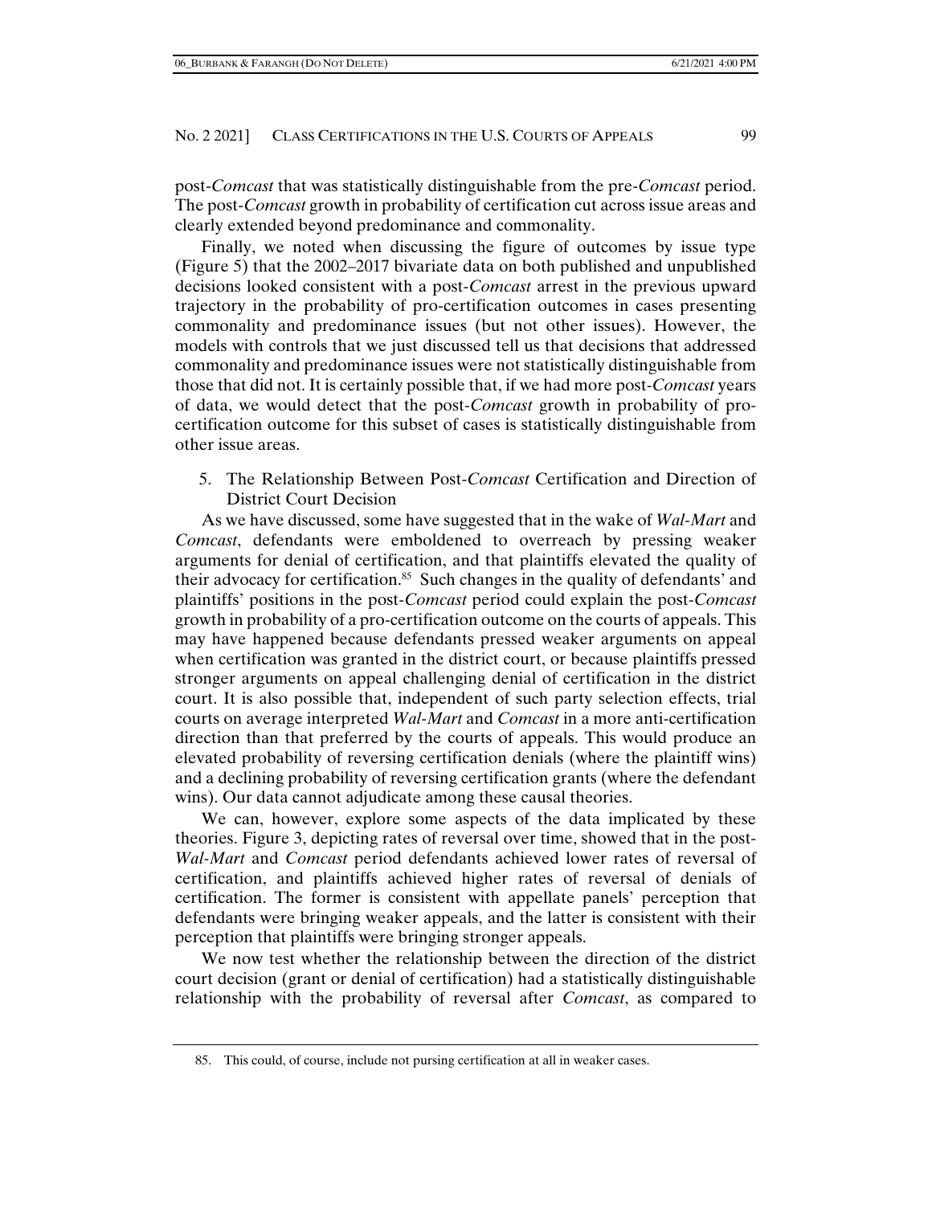post-*Comcast* that was statistically distinguishable from the pre-*Comcast* period. The post-*Comcast* growth in probability of certification cut across issue areas and clearly extended beyond predominance and commonality.

Finally, we noted when discussing the figure of outcomes by issue type (Figure 5) that the 2002–2017 bivariate data on both published and unpublished decisions looked consistent with a post-*Comcast* arrest in the previous upward trajectory in the probability of pro-certification outcomes in cases presenting commonality and predominance issues (but not other issues). However, the models with controls that we just discussed tell us that decisions that addressed commonality and predominance issues were not statistically distinguishable from those that did not. It is certainly possible that, if we had more post-*Comcast* years of data, we would detect that the post-*Comcast* growth in probability of pro-certification outcome for this subset of cases is statistically distinguishable from other issue areas.

5. The Relationship Between Post-*Comcast* Certification and Direction of District Court Decision

As we have discussed, some have suggested that in the wake of *Wal-Mart* and *Comcast*, defendants were emboldened to overreach by pressing weaker arguments for denial of certification, and that plaintiffs elevated the quality of their advocacy for certification.[85] Such changes in the quality of defendants' and plaintiffs' positions in the post-*Comcast* period could explain the post-*Comcast* growth in probability of a pro-certification outcome on the courts of appeals. This may have happened because defendants pressed weaker arguments on appeal when certification was granted in the district court, or because plaintiffs pressed stronger arguments on appeal challenging denial of certification in the district court. It is also possible that, independent of such party selection effects, trial courts on average interpreted *Wal-Mart* and *Comcast* in a more anti-certification direction than that preferred by the courts of appeals. This would produce an elevated probability of reversing certification denials (where the plaintiff wins) and a declining probability of reversing certification grants (where the defendant wins). Our data cannot adjudicate among these causal theories.

We can, however, explore some aspects of the data implicated by these theories. Figure 3, depicting rates of reversal over time, showed that in the post-*Wal-Mart* and *Comcast* period defendants achieved lower rates of reversal of certification, and plaintiffs achieved higher rates of reversal of denials of certification. The former is consistent with appellate panels' perception that defendants were bringing weaker appeals, and the latter is consistent with their perception that plaintiffs were bringing stronger appeals.

We now test whether the relationship between the direction of the district court decision (grant or denial of certification) had a statistically distinguishable relationship with the probability of reversal after *Comcast*, as compared to

85. This could, of course, include not pursing certification at all in weaker cases.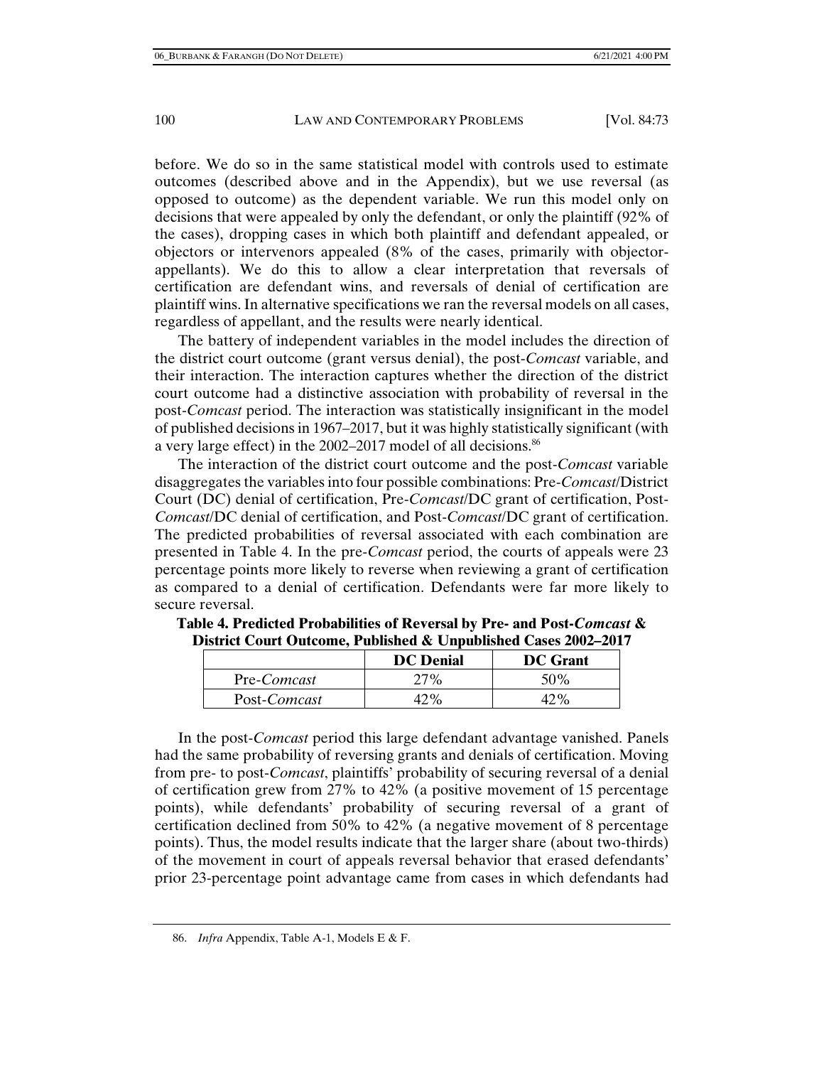before. We do so in the same statistical model with controls used to estimate outcomes (described above and in the Appendix), but we use reversal (as opposed to outcome) as the dependent variable. We run this model only on decisions that were appealed by only the defendant, or only the plaintiff (92% of the cases), dropping cases in which both plaintiff and defendant appealed, or objectors or intervenors appealed (8% of the cases, primarily with objector-appellants). We do this to allow a clear interpretation that reversals of certification are defendant wins, and reversals of denial of certification are plaintiff wins. In alternative specifications we ran the reversal models on all cases, regardless of appellant, and the results were nearly identical.

The battery of independent variables in the model includes the direction of the district court outcome (grant versus denial), the post-*Comcast* variable, and their interaction. The interaction captures whether the direction of the district court outcome had a distinctive association with probability of reversal in the post-*Comcast* period. The interaction was statistically insignificant in the model of published decisions in 1967–2017, but it was highly statistically significant (with a very large effect) in the 2002–2017 model of all decisions.[86]

The interaction of the district court outcome and the post-*Comcast* variable disaggregates the variables into four possible combinations: Pre-*Comcast*/District Court (DC) denial of certification, Pre-*Comcast*/DC grant of certification, Post-*Comcast*/DC denial of certification, and Post-*Comcast*/DC grant of certification. The predicted probabilities of reversal associated with each combination are presented in Table 4. In the pre-*Comcast* period, the courts of appeals were 23 percentage points more likely to reverse when reviewing a grant of certification as compared to a denial of certification. Defendants were far more likely to secure reversal.

**Table 4. Predicted Probabilities of Reversal by Pre- and Post-*Comcast* & District Court Outcome, Published & Unpublished Cases 2002–2017**

| | DC Denial | DC Grant |
|---|---|---|
| Pre-*Comcast* | 27% | 50% |
| Post-*Comcast* | 42% | 42% |

In the post-*Comcast* period this large defendant advantage vanished. Panels had the same probability of reversing grants and denials of certification. Moving from pre- to post-*Comcast*, plaintiffs' probability of securing reversal of a denial of certification grew from 27% to 42% (a positive movement of 15 percentage points), while defendants' probability of securing reversal of a grant of certification declined from 50% to 42% (a negative movement of 8 percentage points). Thus, the model results indicate that the larger share (about two-thirds) of the movement in court of appeals reversal behavior that erased defendants' prior 23-percentage point advantage came from cases in which defendants had

86. *Infra* Appendix, Table A-1, Models E & F.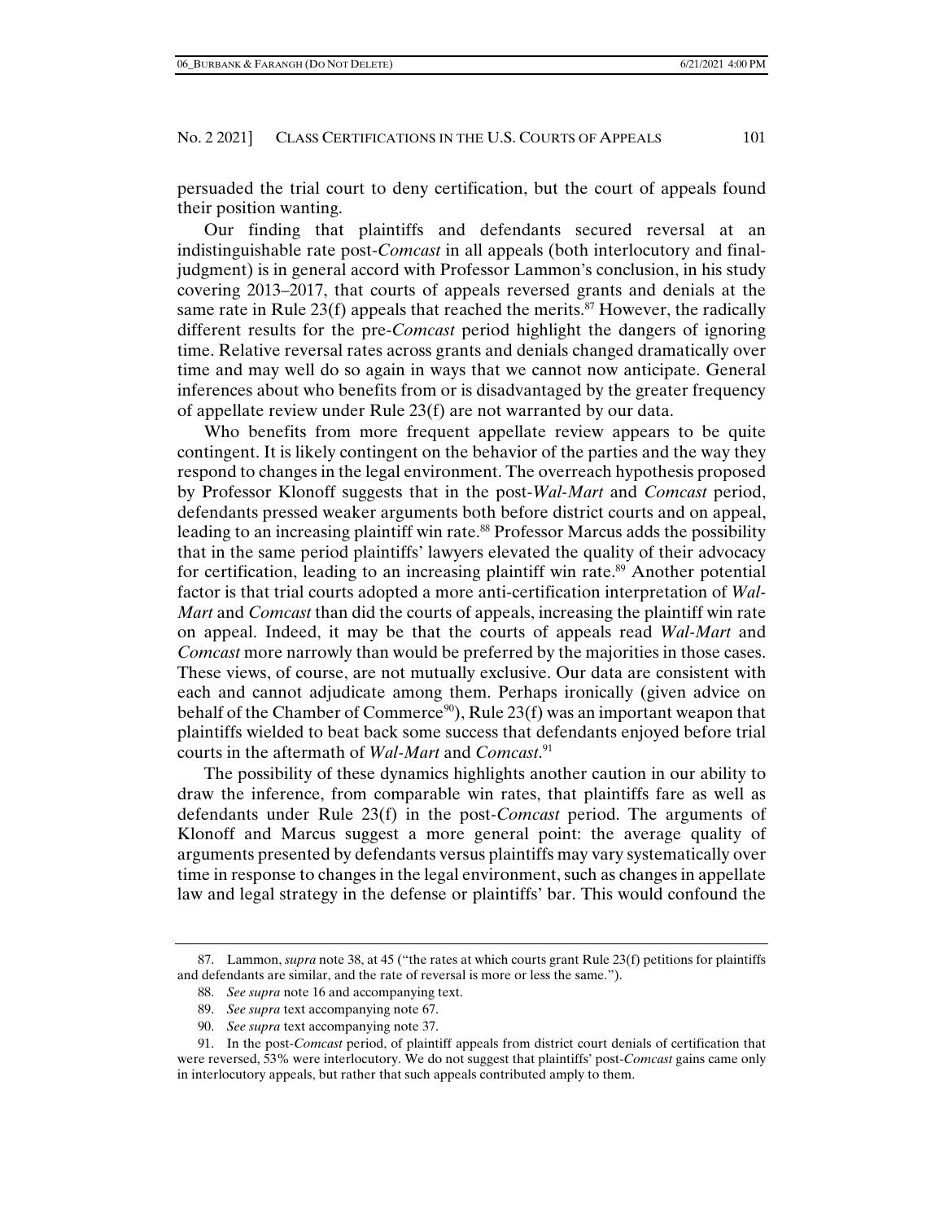persuaded the trial court to deny certification, but the court of appeals found their position wanting.

Our finding that plaintiffs and defendants secured reversal at an indistinguishable rate post-*Comcast* in all appeals (both interlocutory and final-judgment) is in general accord with Professor Lammon's conclusion, in his study covering 2013–2017, that courts of appeals reversed grants and denials at the same rate in Rule 23(f) appeals that reached the merits.[87] However, the radically different results for the pre-*Comcast* period highlight the dangers of ignoring time. Relative reversal rates across grants and denials changed dramatically over time and may well do so again in ways that we cannot now anticipate. General inferences about who benefits from or is disadvantaged by the greater frequency of appellate review under Rule 23(f) are not warranted by our data.

Who benefits from more frequent appellate review appears to be quite contingent. It is likely contingent on the behavior of the parties and the way they respond to changes in the legal environment. The overreach hypothesis proposed by Professor Klonoff suggests that in the post-*Wal-Mart* and *Comcast* period, defendants pressed weaker arguments both before district courts and on appeal, leading to an increasing plaintiff win rate.[88] Professor Marcus adds the possibility that in the same period plaintiffs' lawyers elevated the quality of their advocacy for certification, leading to an increasing plaintiff win rate.[89] Another potential factor is that trial courts adopted a more anti-certification interpretation of *Wal-Mart* and *Comcast* than did the courts of appeals, increasing the plaintiff win rate on appeal. Indeed, it may be that the courts of appeals read *Wal-Mart* and *Comcast* more narrowly than would be preferred by the majorities in those cases. These views, of course, are not mutually exclusive. Our data are consistent with each and cannot adjudicate among them. Perhaps ironically (given advice on behalf of the Chamber of Commerce[90]), Rule 23(f) was an important weapon that plaintiffs wielded to beat back some success that defendants enjoyed before trial courts in the aftermath of *Wal-Mart* and *Comcast*.[91]

The possibility of these dynamics highlights another caution in our ability to draw the inference, from comparable win rates, that plaintiffs fare as well as defendants under Rule 23(f) in the post-*Comcast* period. The arguments of Klonoff and Marcus suggest a more general point: the average quality of arguments presented by defendants versus plaintiffs may vary systematically over time in response to changes in the legal environment, such as changes in appellate law and legal strategy in the defense or plaintiffs' bar. This would confound the

---

87. Lammon, *supra* note 38, at 45 ("the rates at which courts grant Rule 23(f) petitions for plaintiffs and defendants are similar, and the rate of reversal is more or less the same.").

88. *See supra* note 16 and accompanying text.

89. *See supra* text accompanying note 67.

90. *See supra* text accompanying note 37.

91. In the post-*Comcast* period, of plaintiff appeals from district court denials of certification that were reversed, 53% were interlocutory. We do not suggest that plaintiffs' post-*Comcast* gains came only in interlocutory appeals, but rather that such appeals contributed amply to them.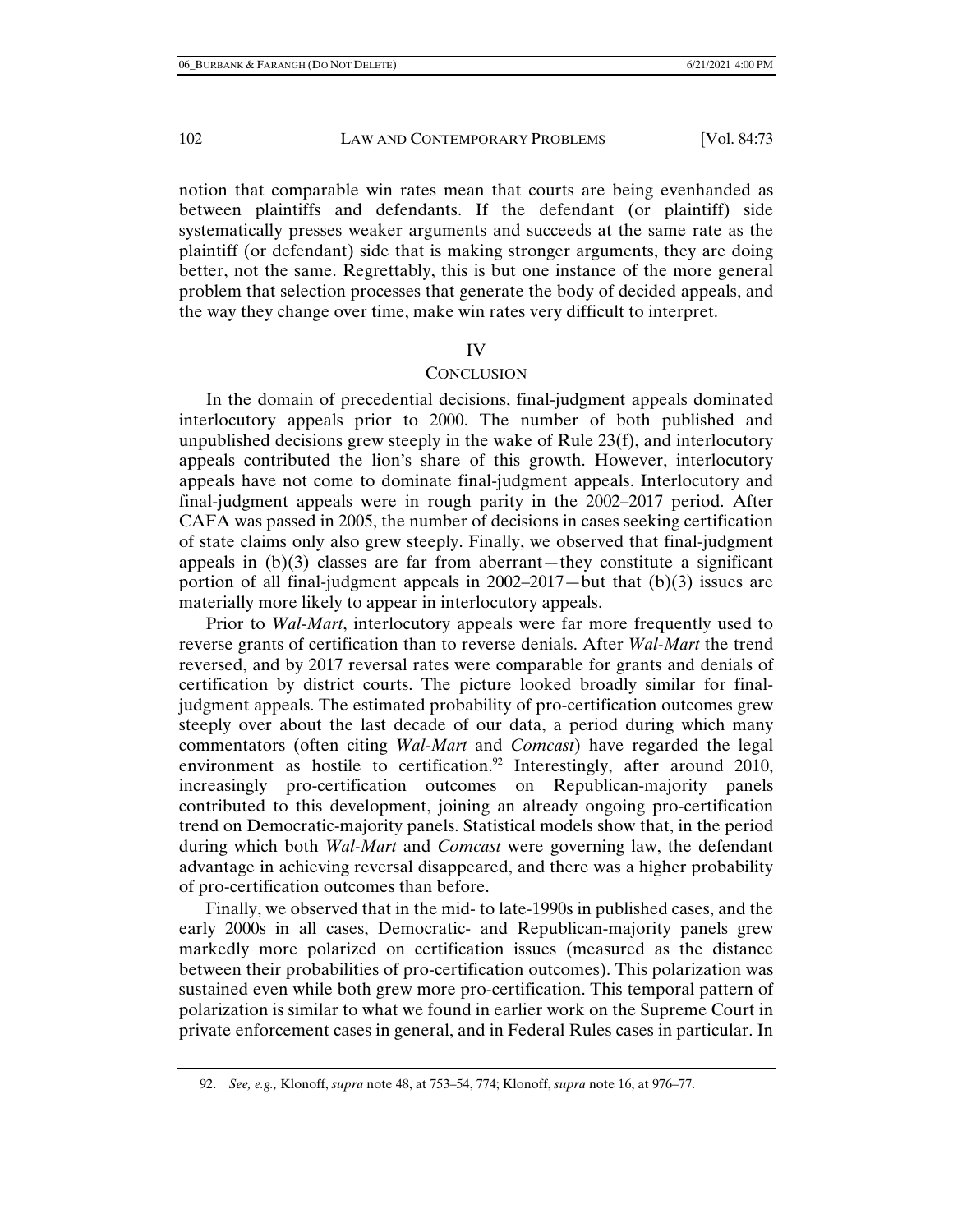notion that comparable win rates mean that courts are being evenhanded as between plaintiffs and defendants. If the defendant (or plaintiff) side systematically presses weaker arguments and succeeds at the same rate as the plaintiff (or defendant) side that is making stronger arguments, they are doing better, not the same. Regrettably, this is but one instance of the more general problem that selection processes that generate the body of decided appeals, and the way they change over time, make win rates very difficult to interpret.

## IV

## CONCLUSION

In the domain of precedential decisions, final-judgment appeals dominated interlocutory appeals prior to 2000. The number of both published and unpublished decisions grew steeply in the wake of Rule 23(f), and interlocutory appeals contributed the lion's share of this growth. However, interlocutory appeals have not come to dominate final-judgment appeals. Interlocutory and final-judgment appeals were in rough parity in the 2002–2017 period. After CAFA was passed in 2005, the number of decisions in cases seeking certification of state claims only also grew steeply. Finally, we observed that final-judgment appeals in (b)(3) classes are far from aberrant—they constitute a significant portion of all final-judgment appeals in 2002–2017—but that (b)(3) issues are materially more likely to appear in interlocutory appeals.

Prior to *Wal-Mart*, interlocutory appeals were far more frequently used to reverse grants of certification than to reverse denials. After *Wal-Mart* the trend reversed, and by 2017 reversal rates were comparable for grants and denials of certification by district courts. The picture looked broadly similar for final-judgment appeals. The estimated probability of pro-certification outcomes grew steeply over about the last decade of our data, a period during which many commentators (often citing *Wal-Mart* and *Comcast*) have regarded the legal environment as hostile to certification.[92] Interestingly, after around 2010, increasingly pro-certification outcomes on Republican-majority panels contributed to this development, joining an already ongoing pro-certification trend on Democratic-majority panels. Statistical models show that, in the period during which both *Wal-Mart* and *Comcast* were governing law, the defendant advantage in achieving reversal disappeared, and there was a higher probability of pro-certification outcomes than before.

Finally, we observed that in the mid- to late-1990s in published cases, and the early 2000s in all cases, Democratic- and Republican-majority panels grew markedly more polarized on certification issues (measured as the distance between their probabilities of pro-certification outcomes). This polarization was sustained even while both grew more pro-certification. This temporal pattern of polarization is similar to what we found in earlier work on the Supreme Court in private enforcement cases in general, and in Federal Rules cases in particular. In

92. *See, e.g.,* Klonoff, *supra* note 48, at 753–54, 774; Klonoff, *supra* note 16, at 976–77.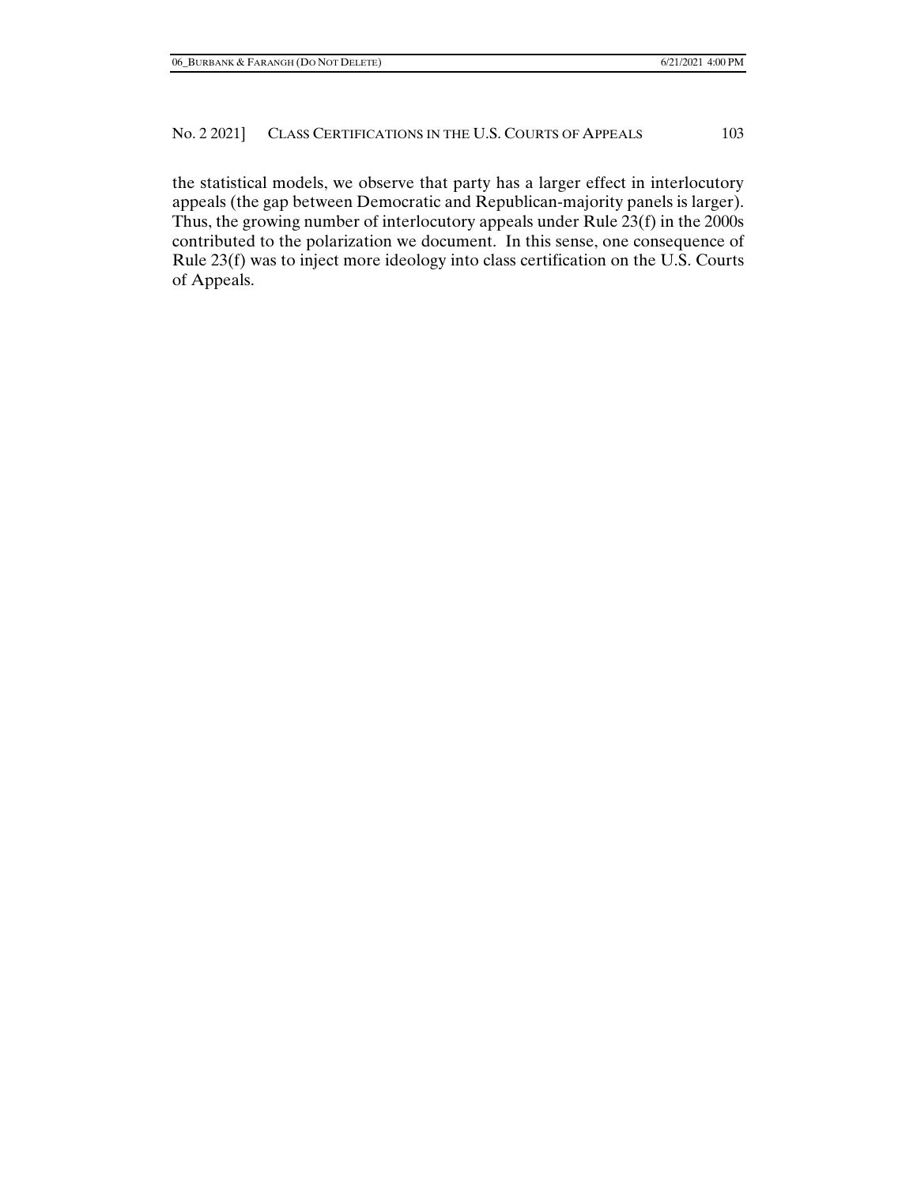the statistical models, we observe that party has a larger effect in interlocutory appeals (the gap between Democratic and Republican-majority panels is larger). Thus, the growing number of interlocutory appeals under Rule 23(f) in the 2000s contributed to the polarization we document. In this sense, one consequence of Rule 23(f) was to inject more ideology into class certification on the U.S. Courts of Appeals.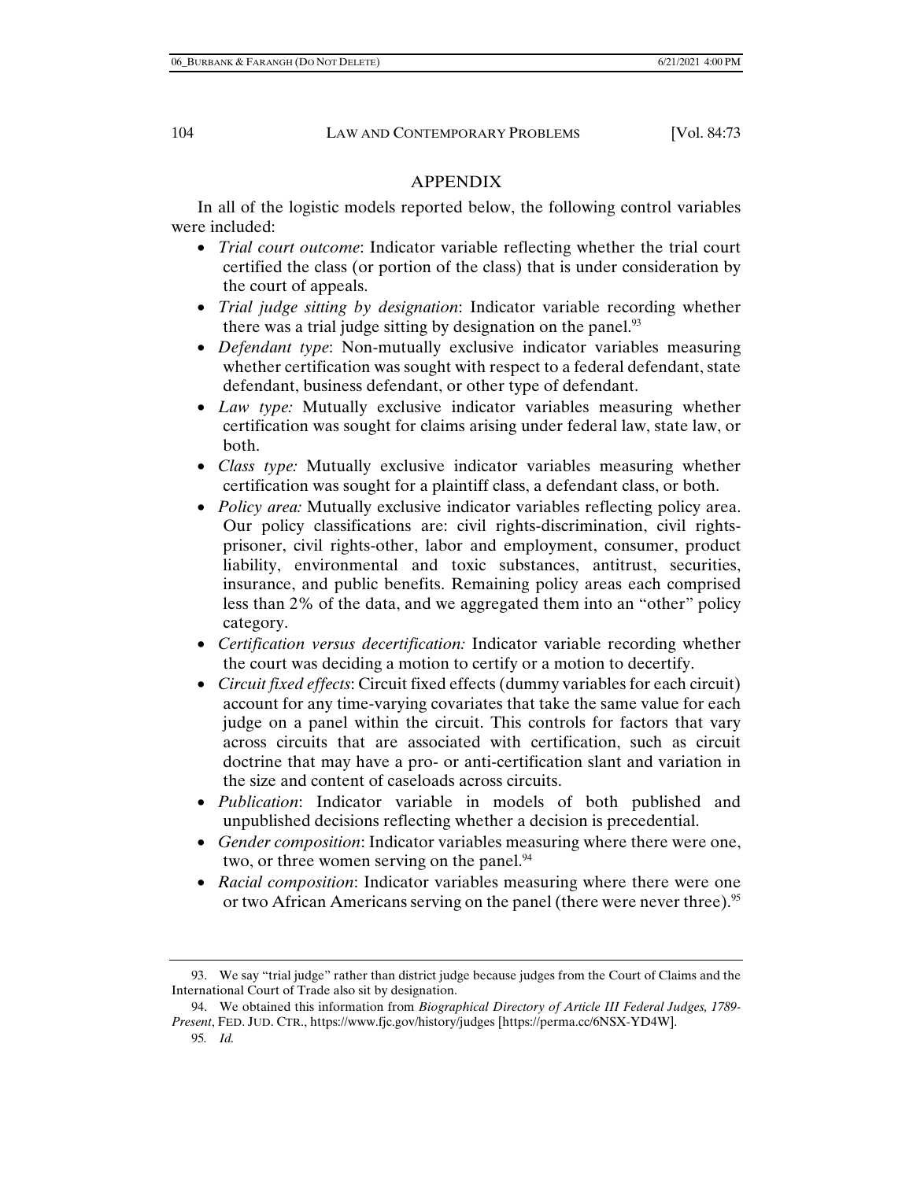## APPENDIX

In all of the logistic models reported below, the following control variables were included:

- *Trial court outcome*: Indicator variable reflecting whether the trial court certified the class (or portion of the class) that is under consideration by the court of appeals.
- *Trial judge sitting by designation*: Indicator variable recording whether there was a trial judge sitting by designation on the panel.[93]
- *Defendant type*: Non-mutually exclusive indicator variables measuring whether certification was sought with respect to a federal defendant, state defendant, business defendant, or other type of defendant.
- *Law type:* Mutually exclusive indicator variables measuring whether certification was sought for claims arising under federal law, state law, or both.
- *Class type:* Mutually exclusive indicator variables measuring whether certification was sought for a plaintiff class, a defendant class, or both.
- *Policy area:* Mutually exclusive indicator variables reflecting policy area. Our policy classifications are: civil rights-discrimination, civil rights-prisoner, civil rights-other, labor and employment, consumer, product liability, environmental and toxic substances, antitrust, securities, insurance, and public benefits. Remaining policy areas each comprised less than 2% of the data, and we aggregated them into an "other" policy category.
- *Certification versus decertification:* Indicator variable recording whether the court was deciding a motion to certify or a motion to decertify.
- *Circuit fixed effects*: Circuit fixed effects (dummy variables for each circuit) account for any time-varying covariates that take the same value for each judge on a panel within the circuit. This controls for factors that vary across circuits that are associated with certification, such as circuit doctrine that may have a pro- or anti-certification slant and variation in the size and content of caseloads across circuits.
- *Publication*: Indicator variable in models of both published and unpublished decisions reflecting whether a decision is precedential.
- *Gender composition*: Indicator variables measuring where there were one, two, or three women serving on the panel.[94]
- *Racial composition*: Indicator variables measuring where there were one or two African Americans serving on the panel (there were never three).[95]

---

93. We say "trial judge" rather than district judge because judges from the Court of Claims and the International Court of Trade also sit by designation.

94. We obtained this information from *Biographical Directory of Article III Federal Judges, 1789-Present*, FED. JUD. CTR., https://www.fjc.gov/history/judges [https://perma.cc/6NSX-YD4W].

95. *Id.*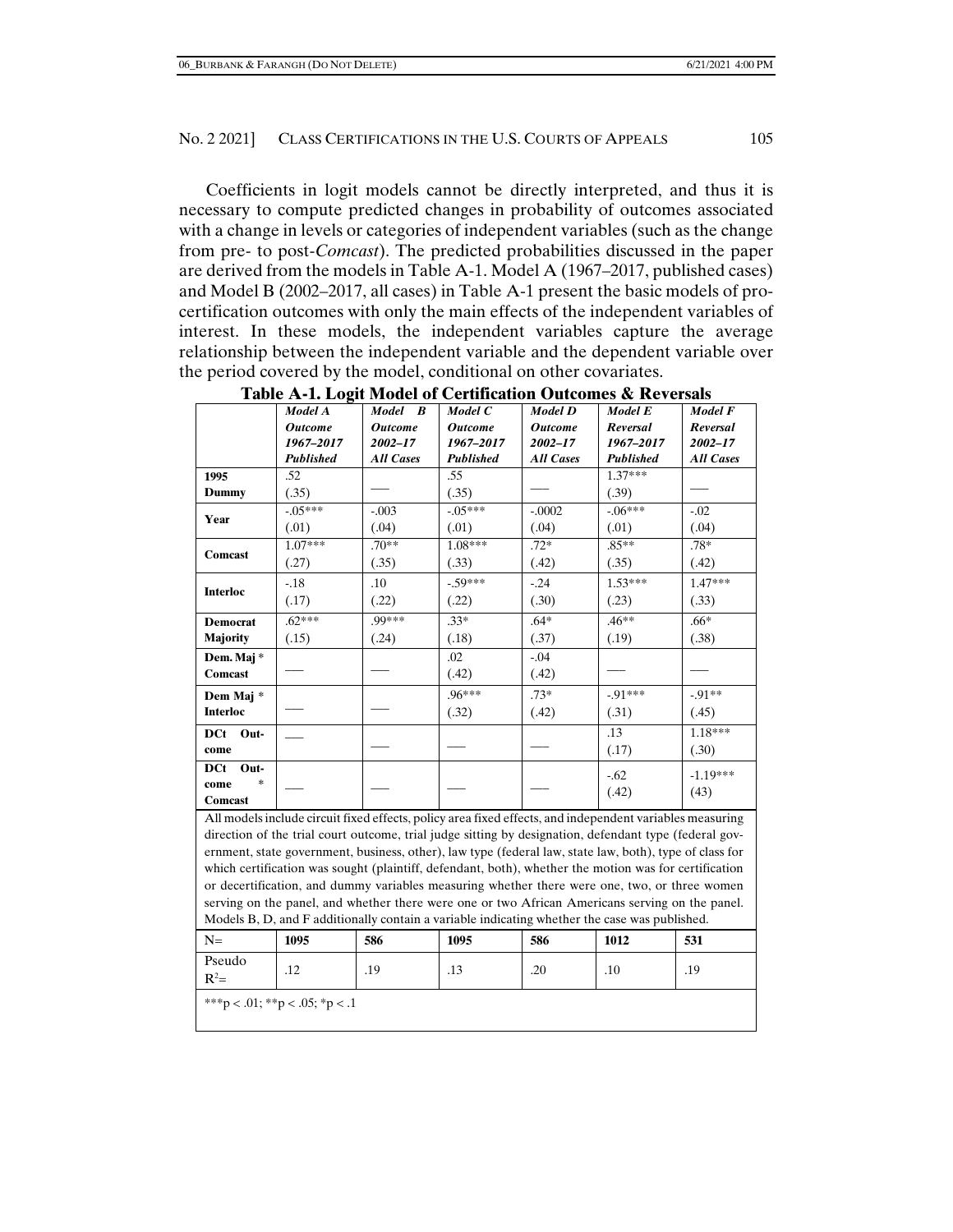Coefficients in logit models cannot be directly interpreted, and thus it is necessary to compute predicted changes in probability of outcomes associated with a change in levels or categories of independent variables (such as the change from pre- to post-*Comcast*). The predicted probabilities discussed in the paper are derived from the models in Table A-1. Model A (1967–2017, published cases) and Model B (2002–2017, all cases) in Table A-1 present the basic models of pro-certification outcomes with only the main effects of the independent variables of interest. In these models, the independent variables capture the average relationship between the independent variable and the dependent variable over the period covered by the model, conditional on other covariates.

**Table A-1. Logit Model of Certification Outcomes & Reversals**

| | ***Model A Outcome 1967–2017 Published*** | ***Model B Outcome 2002–17 All Cases*** | ***Model C Outcome 1967–2017 Published*** | ***Model D Outcome 2002–17 All Cases*** | ***Model E Reversal 1967–2017 Published*** | ***Model F Reversal 2002–17 All Cases*** |
|---|---|---|---|---|---|---|
| **1995 Dummy** | .52 (.35) | — | .55 (.35) | — | 1.37*** (.39) | — |
| **Year** | -.05*** (.01) | -.003 (.04) | -.05*** (.01) | -.0002 (.04) | -.06*** (.01) | -.02 (.04) |
| **Comcast** | 1.07*** (.27) | .70** (.35) | 1.08*** (.33) | .72* (.42) | .85** (.35) | .78* (.42) |
| **Interloc** | -.18 (.17) | .10 (.22) | -.59*** (.22) | -.24 (.30) | 1.53*** (.23) | 1.47*** (.33) |
| **Democrat Majority** | .62*** (.15) | .99*** (.24) | .33* (.18) | .64* (.37) | .46** (.19) | .66* (.38) |
| **Dem. Maj * Comcast** | — | — | .02 (.42) | -.04 (.42) | — | — |
| **Dem Maj * Interloc** | — | — | .96*** (.32) | .73* (.42) | -.91*** (.31) | -.91** (.45) |
| **DCt Outcome** | — | — | — | — | .13 (.17) | 1.18*** (.30) |
| **DCt Outcome * Comcast** | — | — | — | — | -.62 (.42) | -1.19*** (43) |
| All models include circuit fixed effects, policy area fixed effects, and independent variables measuring direction of the trial court outcome, trial judge sitting by designation, defendant type (federal government, state government, business, other), law type (federal law, state law, both), type of class for which certification was sought (plaintiff, defendant, both), whether the motion was for certification or decertification, and dummy variables measuring whether there were one, two, or three women serving on the panel, and whether there were one or two African Americans serving on the panel. Models B, D, and F additionally contain a variable indicating whether the case was published. | | | | | | |
| N= | **1095** | **586** | **1095** | **586** | **1012** | **531** |
| Pseudo $R^2$= | .12 | .19 | .13 | .20 | .10 | .19 |
| ***p < .01; **p < .05; *p < .1 | | | | | | |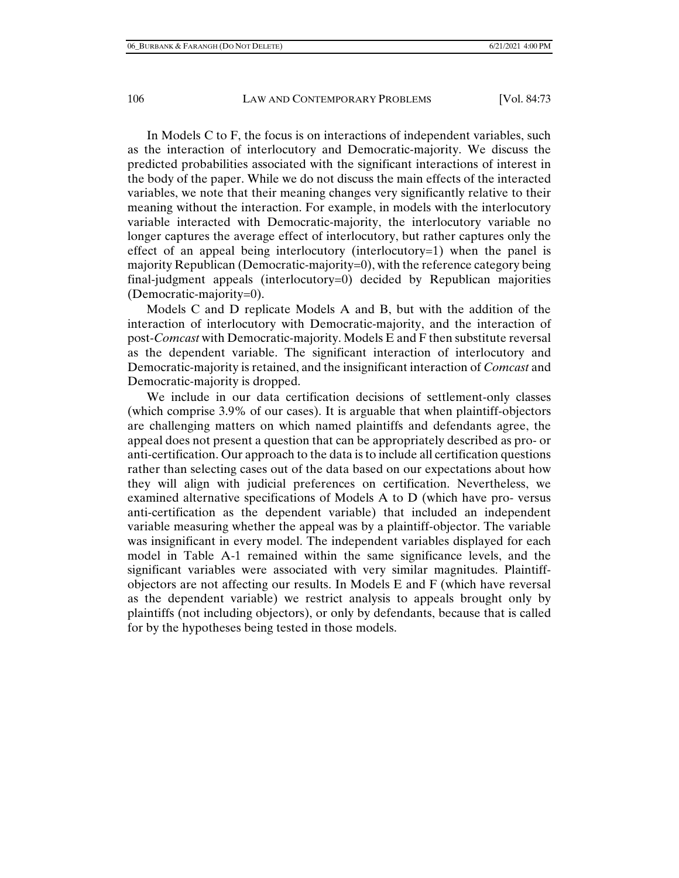In Models C to F, the focus is on interactions of independent variables, such as the interaction of interlocutory and Democratic-majority. We discuss the predicted probabilities associated with the significant interactions of interest in the body of the paper. While we do not discuss the main effects of the interacted variables, we note that their meaning changes very significantly relative to their meaning without the interaction. For example, in models with the interlocutory variable interacted with Democratic-majority, the interlocutory variable no longer captures the average effect of interlocutory, but rather captures only the effect of an appeal being interlocutory (interlocutory=1) when the panel is majority Republican (Democratic-majority=0), with the reference category being final-judgment appeals (interlocutory=0) decided by Republican majorities (Democratic-majority=0).

Models C and D replicate Models A and B, but with the addition of the interaction of interlocutory with Democratic-majority, and the interaction of post-*Comcast* with Democratic-majority. Models E and F then substitute reversal as the dependent variable. The significant interaction of interlocutory and Democratic-majority is retained, and the insignificant interaction of *Comcast* and Democratic-majority is dropped.

We include in our data certification decisions of settlement-only classes (which comprise 3.9% of our cases). It is arguable that when plaintiff-objectors are challenging matters on which named plaintiffs and defendants agree, the appeal does not present a question that can be appropriately described as pro- or anti-certification. Our approach to the data is to include all certification questions rather than selecting cases out of the data based on our expectations about how they will align with judicial preferences on certification. Nevertheless, we examined alternative specifications of Models A to D (which have pro- versus anti-certification as the dependent variable) that included an independent variable measuring whether the appeal was by a plaintiff-objector. The variable was insignificant in every model. The independent variables displayed for each model in Table A-1 remained within the same significance levels, and the significant variables were associated with very similar magnitudes. Plaintiff-objectors are not affecting our results. In Models E and F (which have reversal as the dependent variable) we restrict analysis to appeals brought only by plaintiffs (not including objectors), or only by defendants, because that is called for by the hypotheses being tested in those models.